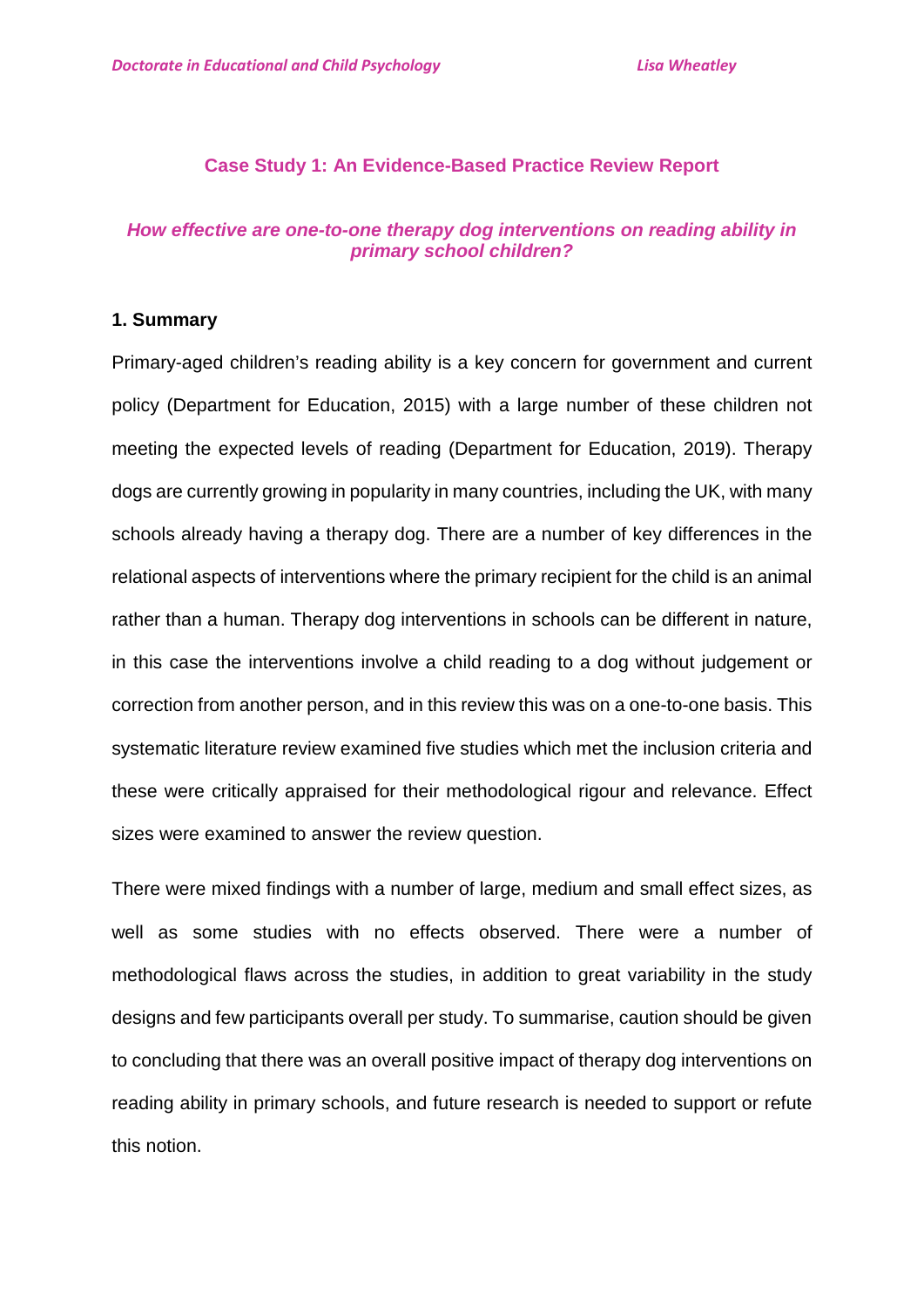## Case Study 1: An Evidence-Based Practice Review Report

### *How effective are one-to-one therapy dog interventions on reading ability in primary school children?*

### 1. Summary

Primary-aged children's reading ability is a key concern for government and current policy (Department for Education, 2015) with a large number of these children not meeting the expected levels of reading (Department for Education, 2019). Therapy dogs are currently growing in popularity in many countries, including the UK, with many schools already having a therapy dog. There are a number of key differences in the relational aspects of interventions where the primary recipient for the child is an animal rather than a human. Therapy dog interventions in schools can be different in nature, in this case the interventions involve a child reading to a dog without judgement or correction from another person, and in this review this was on a one-to-one basis. This systematic literature review examined five studies which met the inclusion criteria and these were critically appraised for their methodological rigour and relevance. Effect sizes were examined to answer the review question.

There were mixed findings with a number of large, medium and small effect sizes, as well as some studies with no effects observed. There were a number of methodological flaws across the studies, in addition to great variability in the study designs and few participants overall per study. To summarise, caution should be given to concluding that there was an overall positive impact of therapy dog interventions on reading ability in primary schools, and future research is needed to support or refute this notion.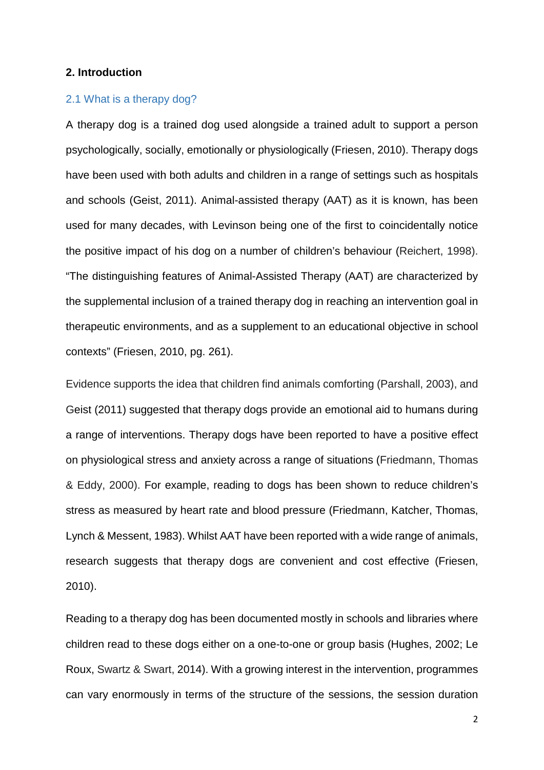## 2. Introduction

### 2.1 What is a therapy dog?

A therapy dog is a trained dog used alongside a trained adult to support a person psychologically, socially, emotionally or physiologically (Friesen, 2010). Therapy dogs have been used with both adults and children in a range of settings such as hospitals and schools (Geist, 2011). Animal-assisted therapy (AAT) as it is known, has been used for many decades, with Levinson being one of the first to coincidentally notice the positive impact of his dog on a number of children's behaviour (Reichert, 1998). "The distinguishing features of Animal-Assisted Therapy (AAT) are characterized by the supplemental inclusion of a trained therapy dog in reaching an intervention goal in therapeutic environments, and as a supplement to an educational objective in school contexts" (Friesen, 2010, pg. 261).

Evidence supports the idea that children find animals comforting (Parshall, 2003), and Geist (2011) suggested that therapy dogs provide an emotional aid to humans during a range of interventions. Therapy dogs have been reported to have a positive effect on physiological stress and anxiety across a range of situations (Friedmann, Thomas & Eddy, 2000). For example, reading to dogs has been shown to reduce children's stress as measured by heart rate and blood pressure (Friedmann, Katcher, Thomas, Lynch & Messent, 1983). Whilst AAT have been reported with a wide range of animals, research suggests that therapy dogs are convenient and cost effective (Friesen, 2010).

Reading to a therapy dog has been documented mostly in schools and libraries where children read to these dogs either on a one-to-one or group basis (Hughes, 2002; Le Roux, Swartz & Swart, 2014). With a growing interest in the intervention, programmes can vary enormously in terms of the structure of the sessions, the session duration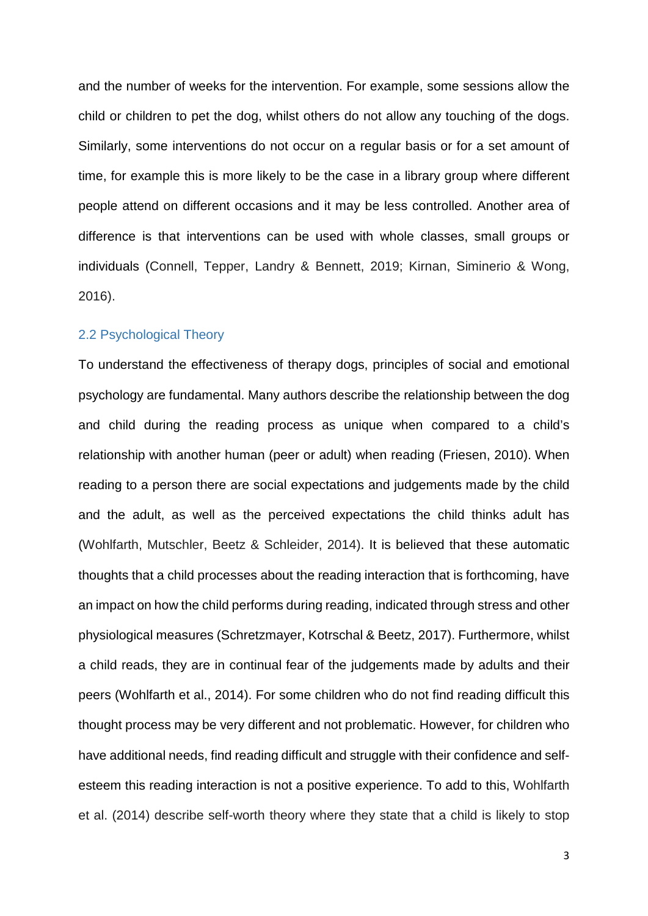and the number of weeks for the intervention. For example, some sessions allow the child or children to pet the dog, whilst others do not allow any touching of the dogs. Similarly, some interventions do not occur on a regular basis or for a set amount of time, for example this is more likely to be the case in a library group where different people attend on different occasions and it may be less controlled. Another area of difference is that interventions can be used with whole classes, small groups or individuals (Connell, Tepper, Landry & Bennett, 2019; Kirnan, Siminerio & Wong, 2016).

## 2.2 Psychological Theory

To understand the effectiveness of therapy dogs, principles of social and emotional psychology are fundamental. Many authors describe the relationship between the dog and child during the reading process as unique when compared to a child's relationship with another human (peer or adult) when reading (Friesen, 2010). When reading to a person there are social expectations and judgements made by the child and the adult, as well as the perceived expectations the child thinks adult has (Wohlfarth, Mutschler, Beetz & Schleider, 2014). It is believed that these automatic thoughts that a child processes about the reading interaction that is forthcoming, have an impact on how the child performs during reading, indicated through stress and other physiological measures (Schretzmayer, Kotrschal & Beetz, 2017). Furthermore, whilst a child reads, they are in continual fear of the judgements made by adults and their peers (Wohlfarth et al., 2014). For some children who do not find reading difficult this thought process may be very different and not problematic. However, for children who have additional needs, find reading difficult and struggle with their confidence and self-esteem this reading interaction is not a positive experience. To add to this, Wohlfarth et al. (2014) describe self-worth theory where they state that a child is likely to stop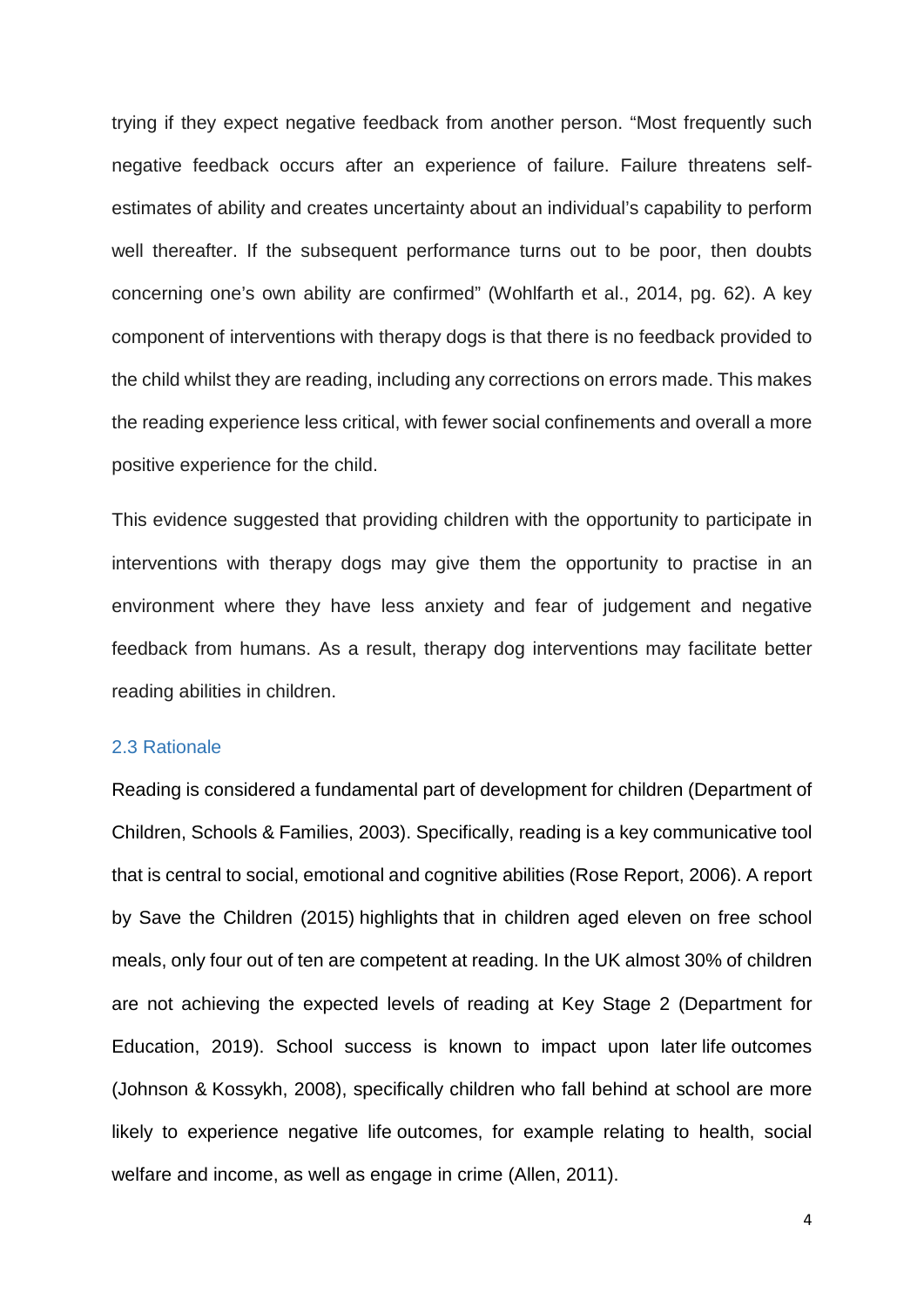trying if they expect negative feedback from another person. "Most frequently such negative feedback occurs after an experience of failure. Failure threatens self-estimates of ability and creates uncertainty about an individual's capability to perform well thereafter. If the subsequent performance turns out to be poor, then doubts concerning one's own ability are confirmed" (Wohlfarth et al., 2014, pg. 62). A key component of interventions with therapy dogs is that there is no feedback provided to the child whilst they are reading, including any corrections on errors made. This makes the reading experience less critical, with fewer social confinements and overall a more positive experience for the child.

This evidence suggested that providing children with the opportunity to participate in interventions with therapy dogs may give them the opportunity to practise in an environment where they have less anxiety and fear of judgement and negative feedback from humans. As a result, therapy dog interventions may facilitate better reading abilities in children.

### 2.3 Rationale

Reading is considered a fundamental part of development for children (Department of Children, Schools & Families, 2003). Specifically, reading is a key communicative tool that is central to social, emotional and cognitive abilities (Rose Report, 2006). A report by Save the Children (2015) highlights that in children aged eleven on free school meals, only four out of ten are competent at reading. In the UK almost 30% of children are not achieving the expected levels of reading at Key Stage 2 (Department for Education, 2019). School success is known to impact upon later life outcomes (Johnson & Kossykh, 2008), specifically children who fall behind at school are more likely to experience negative life outcomes, for example relating to health, social welfare and income, as well as engage in crime (Allen, 2011).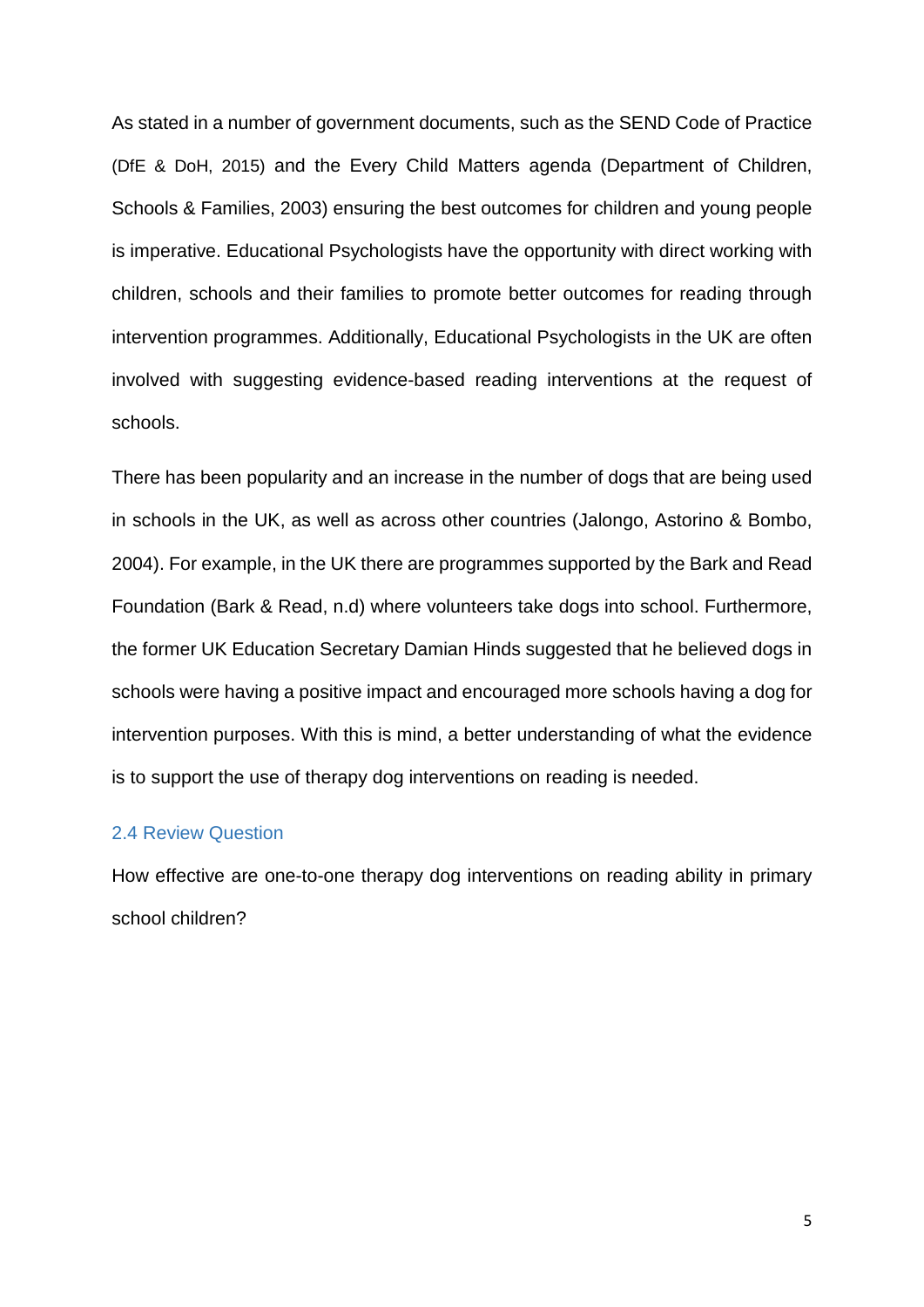As stated in a number of government documents, such as the SEND Code of Practice (DfE & DoH, 2015) and the Every Child Matters agenda (Department of Children, Schools & Families, 2003) ensuring the best outcomes for children and young people is imperative. Educational Psychologists have the opportunity with direct working with children, schools and their families to promote better outcomes for reading through intervention programmes. Additionally, Educational Psychologists in the UK are often involved with suggesting evidence-based reading interventions at the request of schools.

There has been popularity and an increase in the number of dogs that are being used in schools in the UK, as well as across other countries (Jalongo, Astorino & Bombo, 2004). For example, in the UK there are programmes supported by the Bark and Read Foundation (Bark & Read, n.d) where volunteers take dogs into school. Furthermore, the former UK Education Secretary Damian Hinds suggested that he believed dogs in schools were having a positive impact and encouraged more schools having a dog for intervention purposes. With this is mind, a better understanding of what the evidence is to support the use of therapy dog interventions on reading is needed.

## 2.4 Review Question

How effective are one-to-one therapy dog interventions on reading ability in primary school children?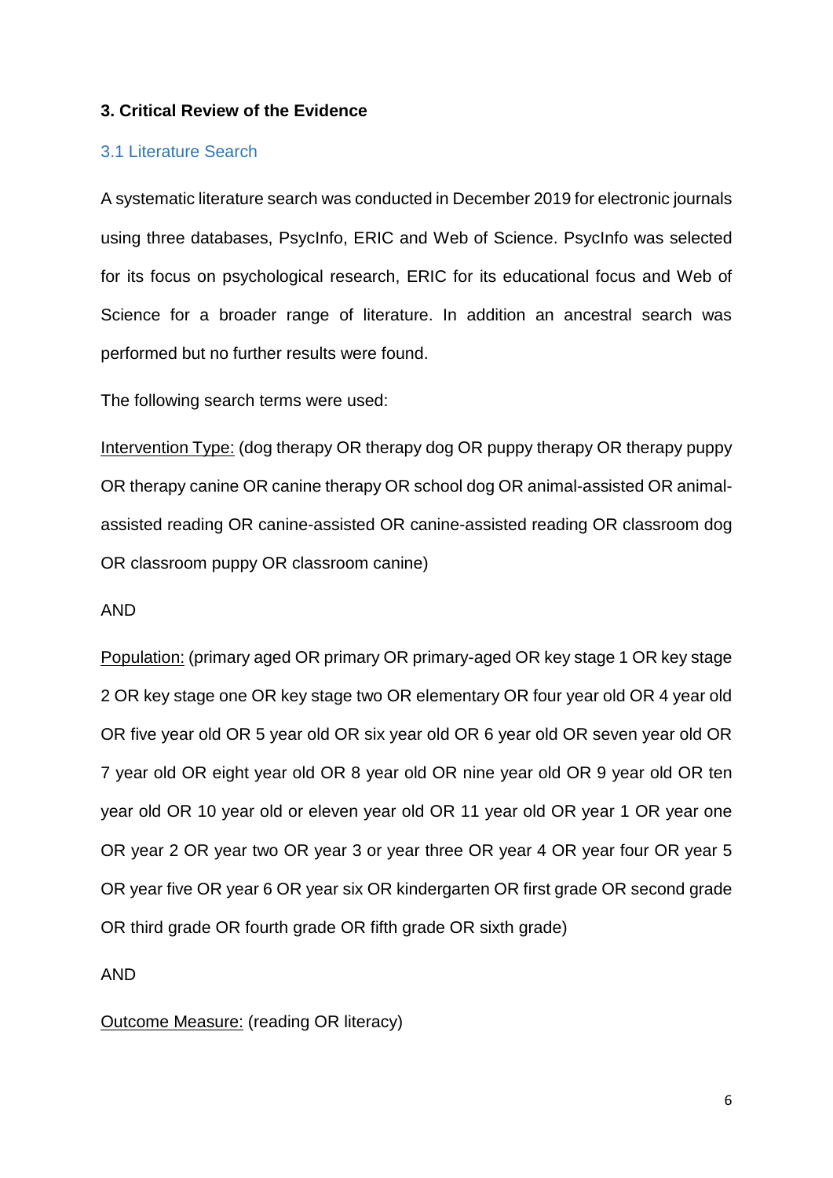## 3. Critical Review of the Evidence

### 3.1 Literature Search

A systematic literature search was conducted in December 2019 for electronic journals using three databases, PsycInfo, ERIC and Web of Science. PsycInfo was selected for its focus on psychological research, ERIC for its educational focus and Web of Science for a broader range of literature. In addition an ancestral search was performed but no further results were found.

The following search terms were used:

<u>Intervention Type:</u> (dog therapy OR therapy dog OR puppy therapy OR therapy puppy OR therapy canine OR canine therapy OR school dog OR animal-assisted OR animal-assisted reading OR canine-assisted OR canine-assisted reading OR classroom dog OR classroom puppy OR classroom canine)

AND

<u>Population:</u> (primary aged OR primary OR primary-aged OR key stage 1 OR key stage 2 OR key stage one OR key stage two OR elementary OR four year old OR 4 year old OR five year old OR 5 year old OR six year old OR 6 year old OR seven year old OR 7 year old OR eight year old OR 8 year old OR nine year old OR 9 year old OR ten year old OR 10 year old or eleven year old OR 11 year old OR year 1 OR year one OR year 2 OR year two OR year 3 or year three OR year 4 OR year four OR year 5 OR year five OR year 6 OR year six OR kindergarten OR first grade OR second grade OR third grade OR fourth grade OR fifth grade OR sixth grade)

AND

<u>Outcome Measure:</u> (reading OR literacy)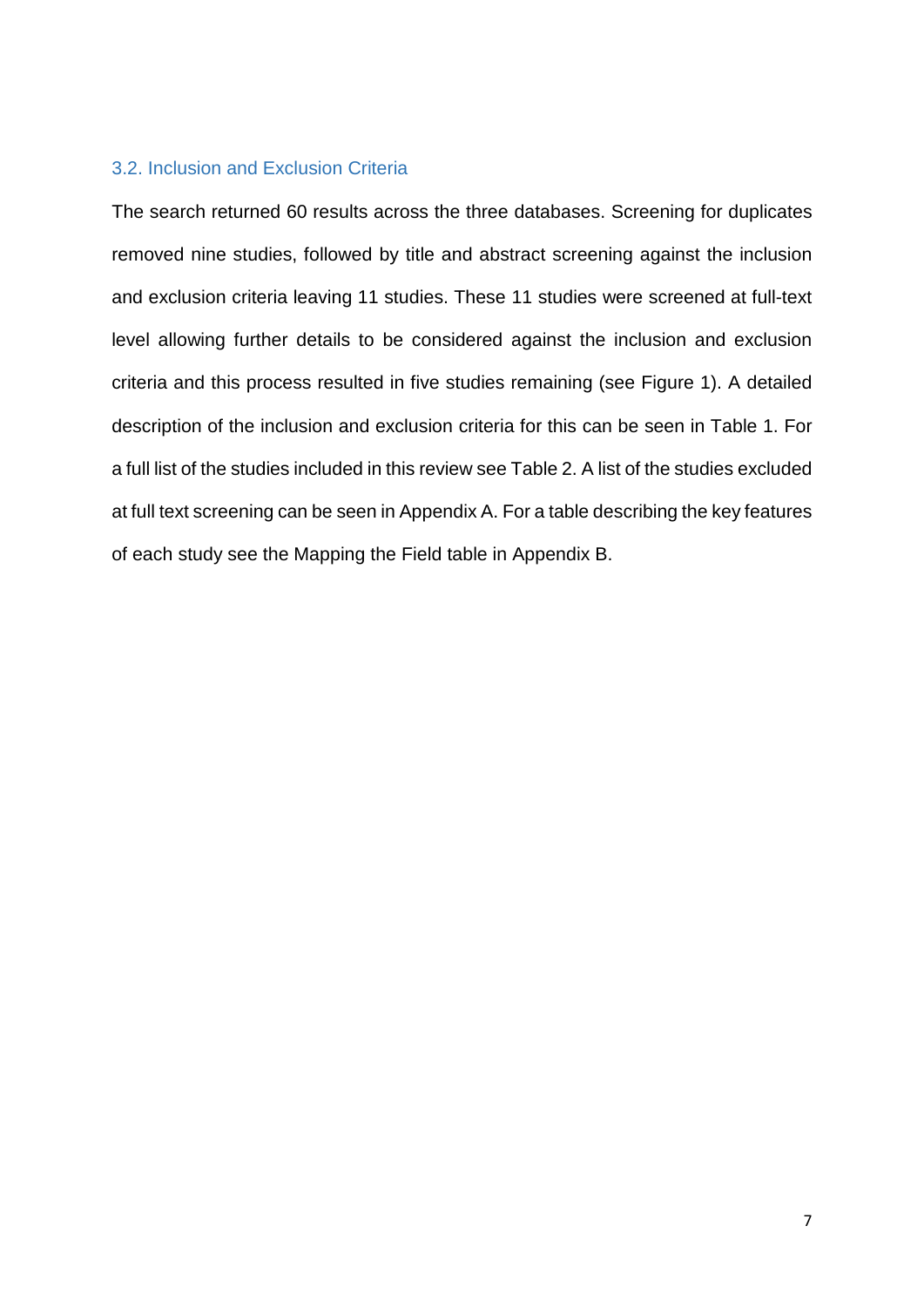### 3.2. Inclusion and Exclusion Criteria

The search returned 60 results across the three databases. Screening for duplicates removed nine studies, followed by title and abstract screening against the inclusion and exclusion criteria leaving 11 studies. These 11 studies were screened at full-text level allowing further details to be considered against the inclusion and exclusion criteria and this process resulted in five studies remaining (see Figure 1). A detailed description of the inclusion and exclusion criteria for this can be seen in Table 1. For a full list of the studies included in this review see Table 2. A list of the studies excluded at full text screening can be seen in Appendix A. For a table describing the key features of each study see the Mapping the Field table in Appendix B.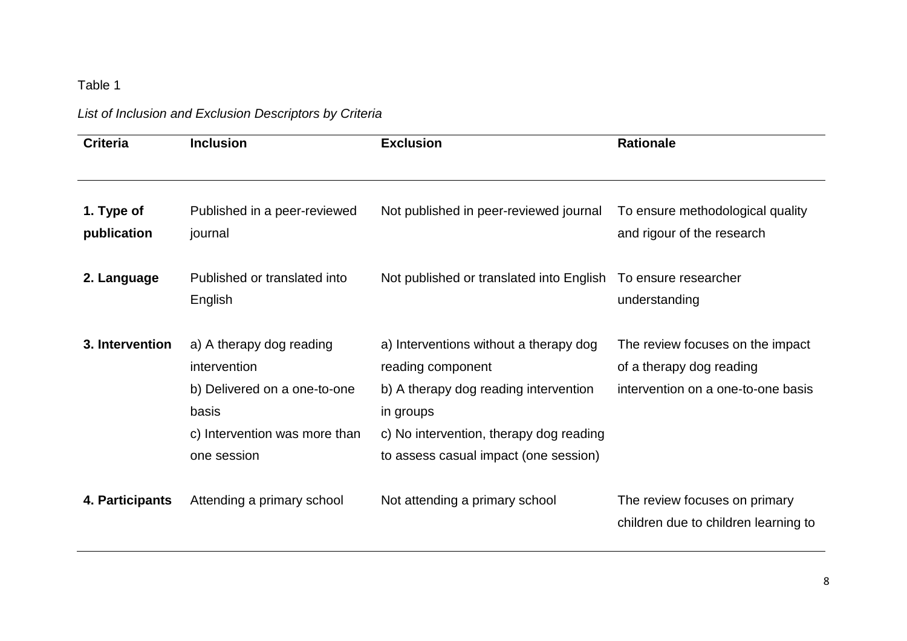Table 1

*List of Inclusion and Exclusion Descriptors by Criteria*

| Criteria | Inclusion | Exclusion | Rationale |
| --- | --- | --- | --- |
| **1. Type of publication** | Published in a peer-reviewed journal | Not published in peer-reviewed journal | To ensure methodological quality and rigour of the research |
| **2. Language** | Published or translated into English | Not published or translated into English | To ensure researcher understanding |
| **3. Intervention** | a) A therapy dog reading intervention<br>b) Delivered on a one-to-one basis<br>c) Intervention was more than one session | a) Interventions without a therapy dog reading component<br>b) A therapy dog reading intervention in groups<br>c) No intervention, therapy dog reading to assess casual impact (one session) | The review focuses on the impact of a therapy dog reading intervention on a one-to-one basis |
| **4. Participants** | Attending a primary school | Not attending a primary school | The review focuses on primary children due to children learning to |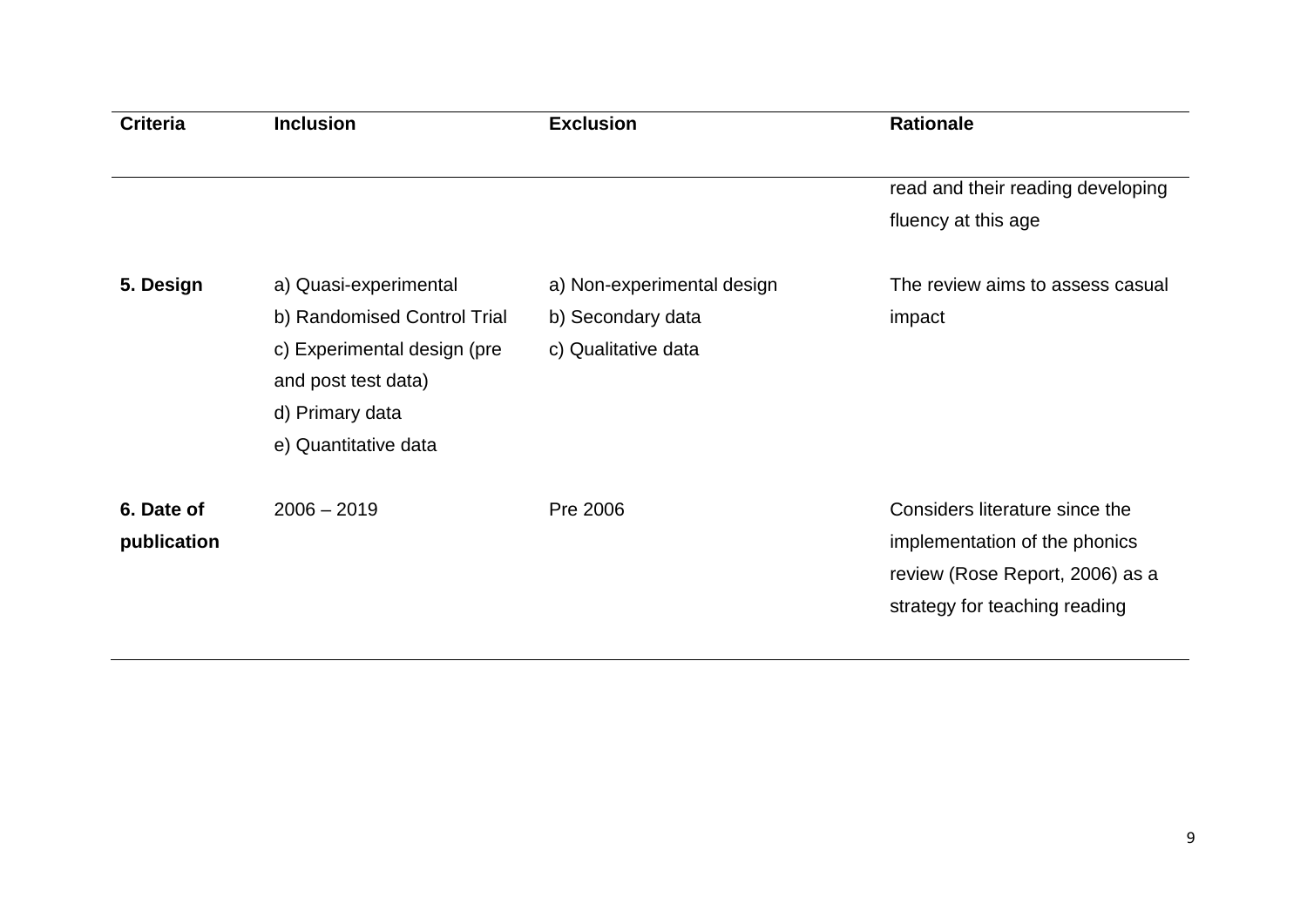| Criteria | Inclusion | Exclusion | Rationale |
|---|---|---|---|
| | | | read and their reading developing fluency at this age |
| **5. Design** | a) Quasi-experimental<br>b) Randomised Control Trial<br>c) Experimental design (pre and post test data)<br>d) Primary data<br>e) Quantitative data | a) Non-experimental design<br>b) Secondary data<br>c) Qualitative data | The review aims to assess casual impact |
| **6. Date of publication** | 2006 – 2019 | Pre 2006 | Considers literature since the implementation of the phonics review (Rose Report, 2006) as a strategy for teaching reading |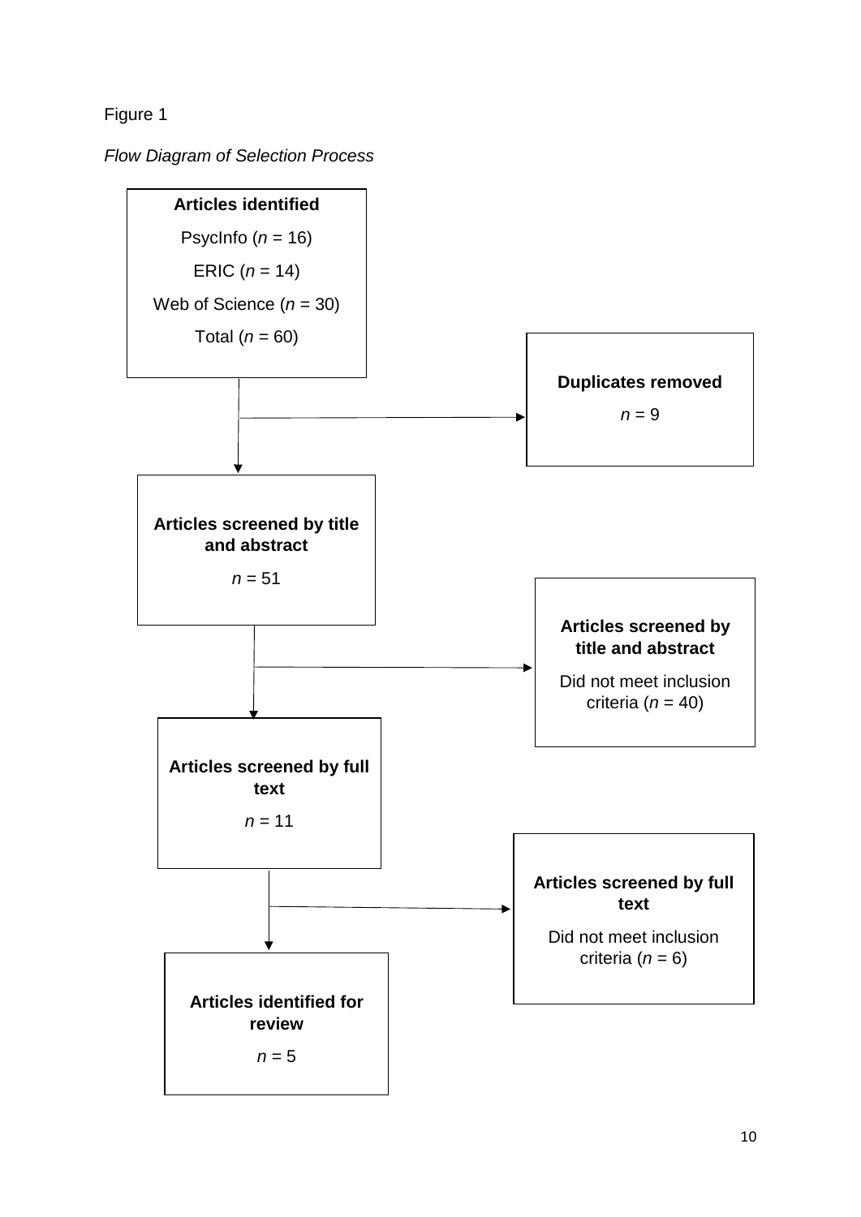Figure 1

*Flow Diagram of Selection Process*

**Articles identified**

PsycInfo (*n* = 16)

ERIC (*n* = 14)

Web of Science (*n* = 30)

Total (*n* = 60)

**Duplicates removed**

*n* = 9

**Articles screened by title and abstract**

*n* = 51

**Articles screened by title and abstract**

Did not meet inclusion criteria (*n* = 40)

**Articles screened by full text**

*n* = 11

**Articles screened by full text**

Did not meet inclusion criteria (*n* = 6)

**Articles identified for review**

*n* = 5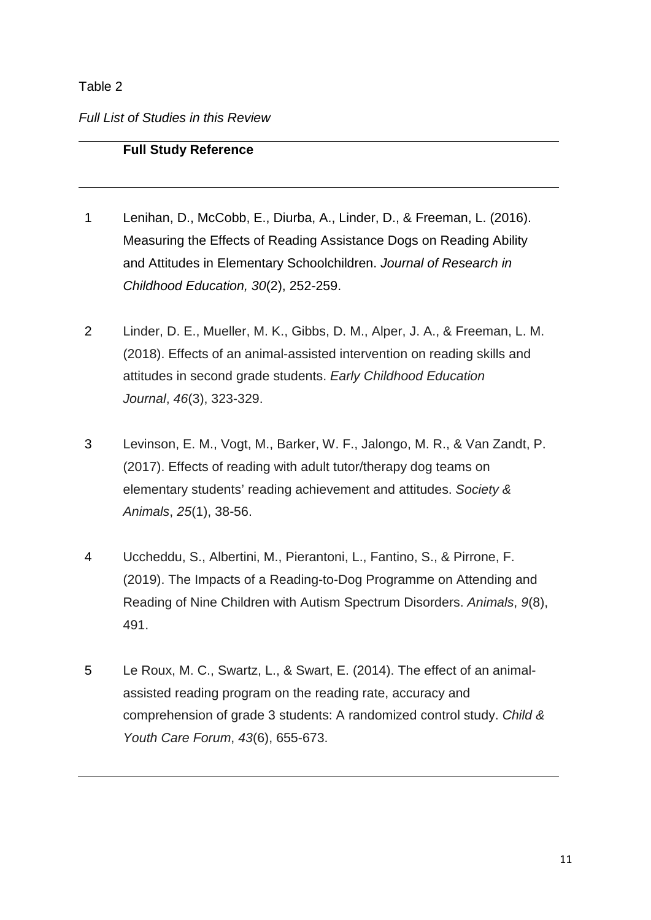Table 2

*Full List of Studies in this Review*

| | **Full Study Reference** |
|---|---|
| 1 | Lenihan, D., McCobb, E., Diurba, A., Linder, D., & Freeman, L. (2016). Measuring the Effects of Reading Assistance Dogs on Reading Ability and Attitudes in Elementary Schoolchildren. *Journal of Research in Childhood Education, 30*(2), 252-259. |
| 2 | Linder, D. E., Mueller, M. K., Gibbs, D. M., Alper, J. A., & Freeman, L. M. (2018). Effects of an animal-assisted intervention on reading skills and attitudes in second grade students. *Early Childhood Education Journal*, *46*(3), 323-329. |
| 3 | Levinson, E. M., Vogt, M., Barker, W. F., Jalongo, M. R., & Van Zandt, P. (2017). Effects of reading with adult tutor/therapy dog teams on elementary students' reading achievement and attitudes. *Society & Animals*, *25*(1), 38-56. |
| 4 | Uccheddu, S., Albertini, M., Pierantoni, L., Fantino, S., & Pirrone, F. (2019). The Impacts of a Reading-to-Dog Programme on Attending and Reading of Nine Children with Autism Spectrum Disorders. *Animals*, *9*(8), 491. |
| 5 | Le Roux, M. C., Swartz, L., & Swart, E. (2014). The effect of an animal-assisted reading program on the reading rate, accuracy and comprehension of grade 3 students: A randomized control study. *Child & Youth Care Forum*, *43*(6), 655-673. |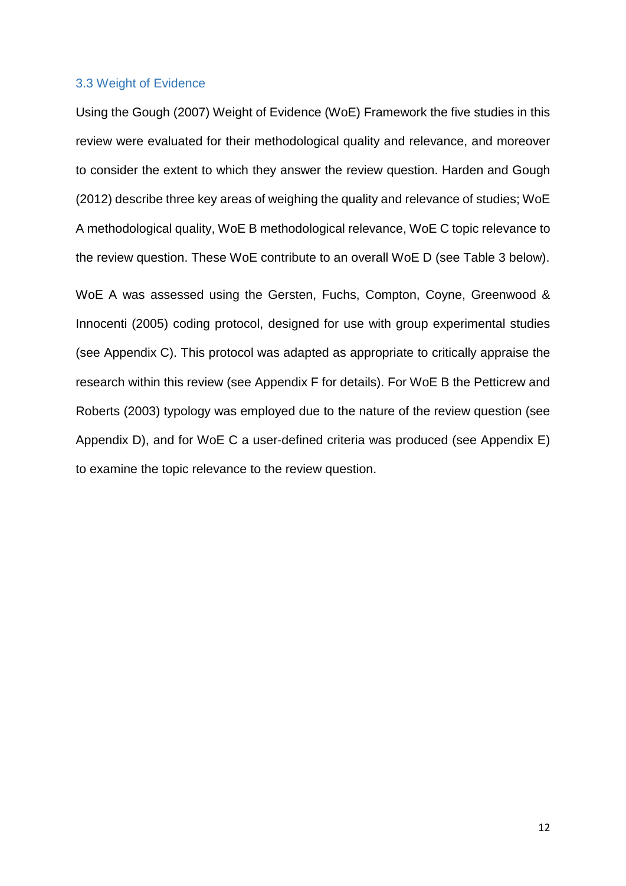### 3.3 Weight of Evidence

Using the Gough (2007) Weight of Evidence (WoE) Framework the five studies in this review were evaluated for their methodological quality and relevance, and moreover to consider the extent to which they answer the review question. Harden and Gough (2012) describe three key areas of weighing the quality and relevance of studies; WoE A methodological quality, WoE B methodological relevance, WoE C topic relevance to the review question. These WoE contribute to an overall WoE D (see Table 3 below).

WoE A was assessed using the Gersten, Fuchs, Compton, Coyne, Greenwood & Innocenti (2005) coding protocol, designed for use with group experimental studies (see Appendix C). This protocol was adapted as appropriate to critically appraise the research within this review (see Appendix F for details). For WoE B the Petticrew and Roberts (2003) typology was employed due to the nature of the review question (see Appendix D), and for WoE C a user-defined criteria was produced (see Appendix E) to examine the topic relevance to the review question.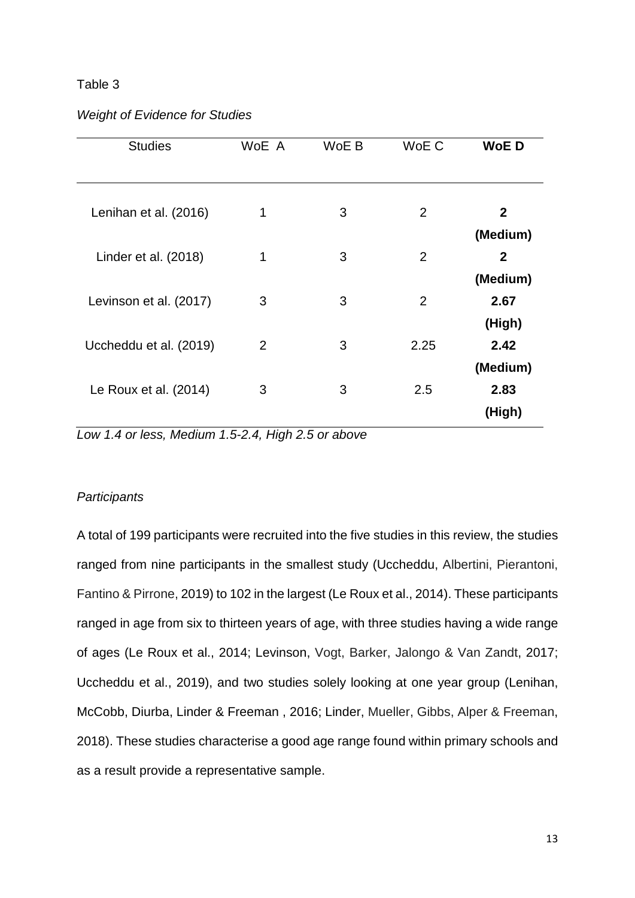Table 3

*Weight of Evidence for Studies*

| Studies | WoE A | WoE B | WoE C | **WoE D** |
|---|---|---|---|---|
| Lenihan et al. (2016) | 1 | 3 | 2 | **2 (Medium)** |
| Linder et al. (2018) | 1 | 3 | 2 | **2 (Medium)** |
| Levinson et al. (2017) | 3 | 3 | 2 | **2.67 (High)** |
| Uccheddu et al. (2019) | 2 | 3 | 2.25 | **2.42 (Medium)** |
| Le Roux et al. (2014) | 3 | 3 | 2.5 | **2.83 (High)** |

*Low 1.4 or less, Medium 1.5-2.4, High 2.5 or above*

*Participants*

A total of 199 participants were recruited into the five studies in this review, the studies ranged from nine participants in the smallest study (Uccheddu, Albertini, Pierantoni, Fantino & Pirrone, 2019) to 102 in the largest (Le Roux et al., 2014). These participants ranged in age from six to thirteen years of age, with three studies having a wide range of ages (Le Roux et al., 2014; Levinson, Vogt, Barker, Jalongo & Van Zandt, 2017; Uccheddu et al., 2019), and two studies solely looking at one year group (Lenihan, McCobb, Diurba, Linder & Freeman , 2016; Linder, Mueller, Gibbs, Alper & Freeman, 2018). These studies characterise a good age range found within primary schools and as a result provide a representative sample.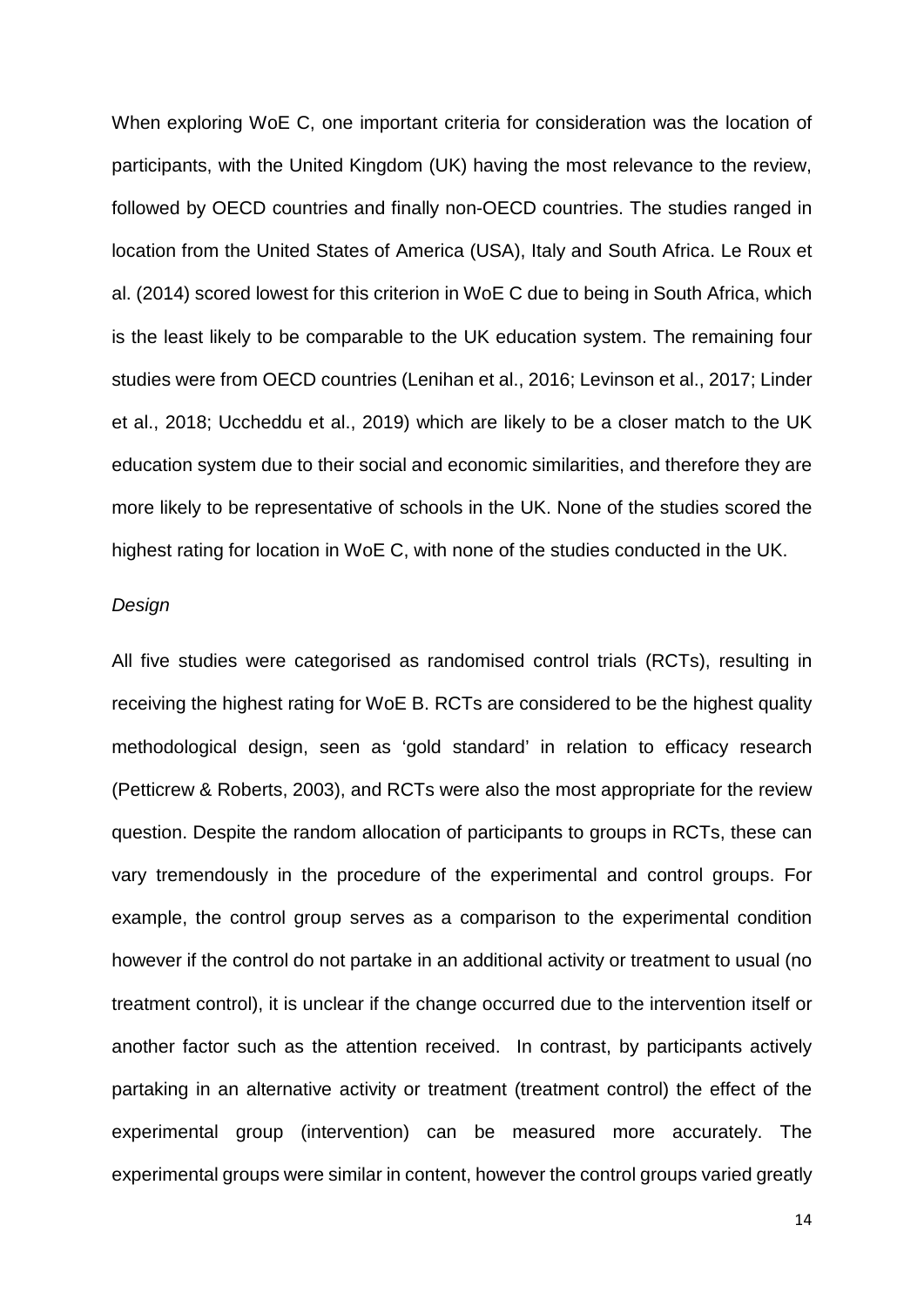When exploring WoE C, one important criteria for consideration was the location of participants, with the United Kingdom (UK) having the most relevance to the review, followed by OECD countries and finally non-OECD countries. The studies ranged in location from the United States of America (USA), Italy and South Africa. Le Roux et al. (2014) scored lowest for this criterion in WoE C due to being in South Africa, which is the least likely to be comparable to the UK education system. The remaining four studies were from OECD countries (Lenihan et al., 2016; Levinson et al., 2017; Linder et al., 2018; Uccheddu et al., 2019) which are likely to be a closer match to the UK education system due to their social and economic similarities, and therefore they are more likely to be representative of schools in the UK. None of the studies scored the highest rating for location in WoE C, with none of the studies conducted in the UK.

*Design*

All five studies were categorised as randomised control trials (RCTs), resulting in receiving the highest rating for WoE B. RCTs are considered to be the highest quality methodological design, seen as 'gold standard' in relation to efficacy research (Petticrew & Roberts, 2003), and RCTs were also the most appropriate for the review question. Despite the random allocation of participants to groups in RCTs, these can vary tremendously in the procedure of the experimental and control groups. For example, the control group serves as a comparison to the experimental condition however if the control do not partake in an additional activity or treatment to usual (no treatment control), it is unclear if the change occurred due to the intervention itself or another factor such as the attention received. In contrast, by participants actively partaking in an alternative activity or treatment (treatment control) the effect of the experimental group (intervention) can be measured more accurately. The experimental groups were similar in content, however the control groups varied greatly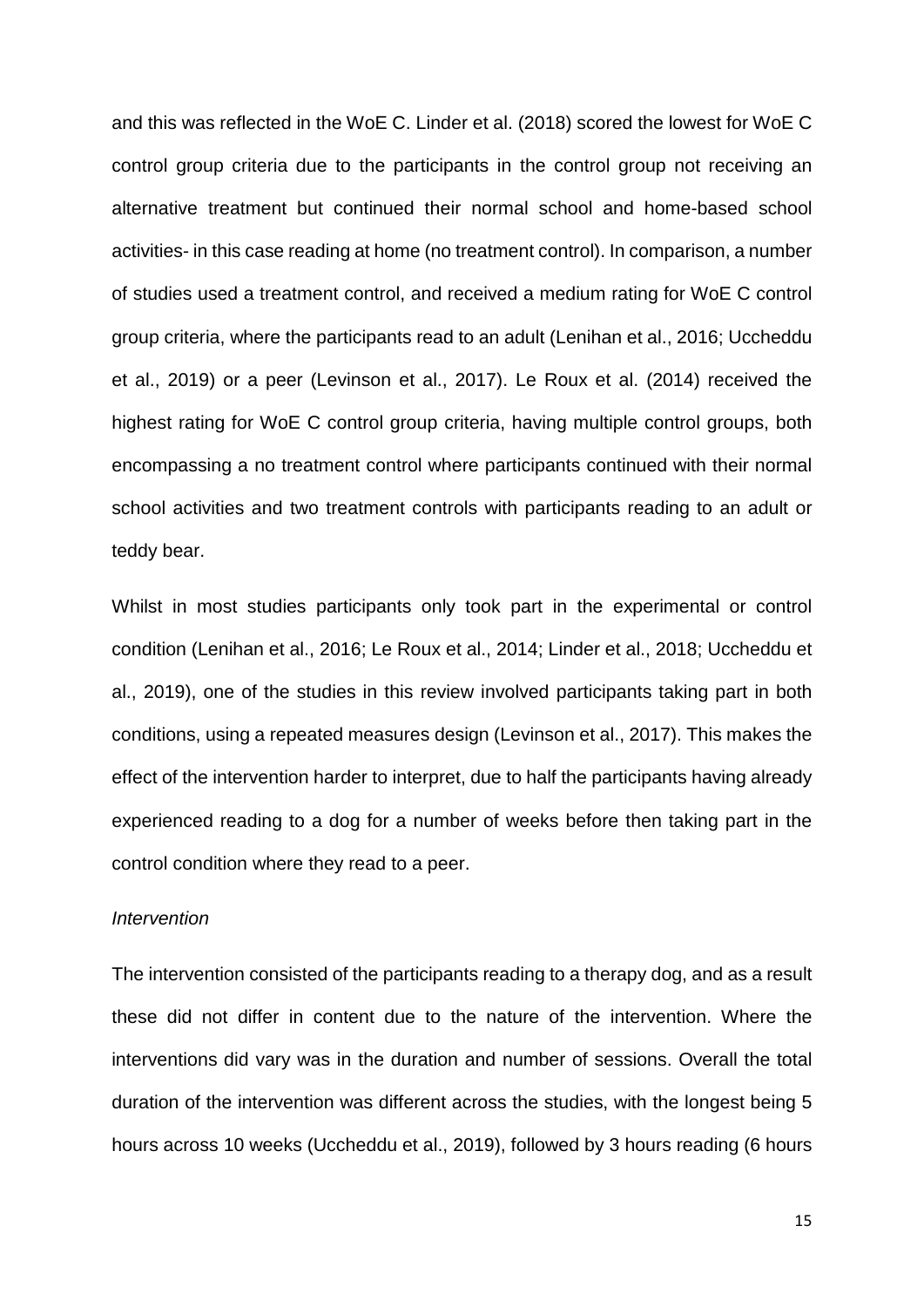and this was reflected in the WoE C. Linder et al. (2018) scored the lowest for WoE C control group criteria due to the participants in the control group not receiving an alternative treatment but continued their normal school and home-based school activities- in this case reading at home (no treatment control). In comparison, a number of studies used a treatment control, and received a medium rating for WoE C control group criteria, where the participants read to an adult (Lenihan et al., 2016; Uccheddu et al., 2019) or a peer (Levinson et al., 2017). Le Roux et al. (2014) received the highest rating for WoE C control group criteria, having multiple control groups, both encompassing a no treatment control where participants continued with their normal school activities and two treatment controls with participants reading to an adult or teddy bear.

Whilst in most studies participants only took part in the experimental or control condition (Lenihan et al., 2016; Le Roux et al., 2014; Linder et al., 2018; Uccheddu et al., 2019), one of the studies in this review involved participants taking part in both conditions, using a repeated measures design (Levinson et al., 2017). This makes the effect of the intervention harder to interpret, due to half the participants having already experienced reading to a dog for a number of weeks before then taking part in the control condition where they read to a peer.

*Intervention*

The intervention consisted of the participants reading to a therapy dog, and as a result these did not differ in content due to the nature of the intervention. Where the interventions did vary was in the duration and number of sessions. Overall the total duration of the intervention was different across the studies, with the longest being 5 hours across 10 weeks (Uccheddu et al., 2019), followed by 3 hours reading (6 hours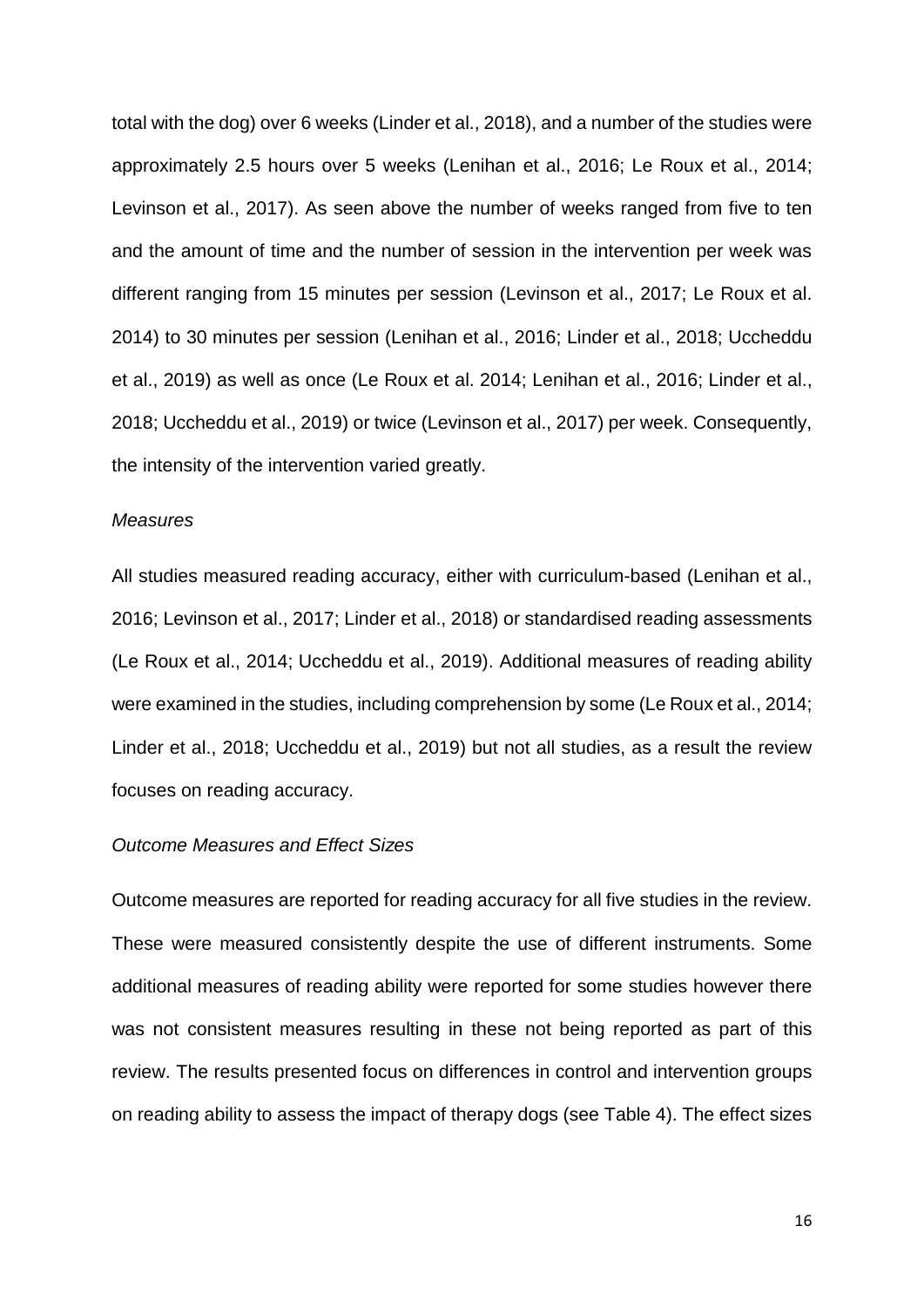total with the dog) over 6 weeks (Linder et al., 2018), and a number of the studies were approximately 2.5 hours over 5 weeks (Lenihan et al., 2016; Le Roux et al., 2014; Levinson et al., 2017). As seen above the number of weeks ranged from five to ten and the amount of time and the number of session in the intervention per week was different ranging from 15 minutes per session (Levinson et al., 2017; Le Roux et al. 2014) to 30 minutes per session (Lenihan et al., 2016; Linder et al., 2018; Uccheddu et al., 2019) as well as once (Le Roux et al. 2014; Lenihan et al., 2016; Linder et al., 2018; Uccheddu et al., 2019) or twice (Levinson et al., 2017) per week. Consequently, the intensity of the intervention varied greatly.

*Measures*

All studies measured reading accuracy, either with curriculum-based (Lenihan et al., 2016; Levinson et al., 2017; Linder et al., 2018) or standardised reading assessments (Le Roux et al., 2014; Uccheddu et al., 2019). Additional measures of reading ability were examined in the studies, including comprehension by some (Le Roux et al., 2014; Linder et al., 2018; Uccheddu et al., 2019) but not all studies, as a result the review focuses on reading accuracy.

*Outcome Measures and Effect Sizes*

Outcome measures are reported for reading accuracy for all five studies in the review. These were measured consistently despite the use of different instruments. Some additional measures of reading ability were reported for some studies however there was not consistent measures resulting in these not being reported as part of this review. The results presented focus on differences in control and intervention groups on reading ability to assess the impact of therapy dogs (see Table 4). The effect sizes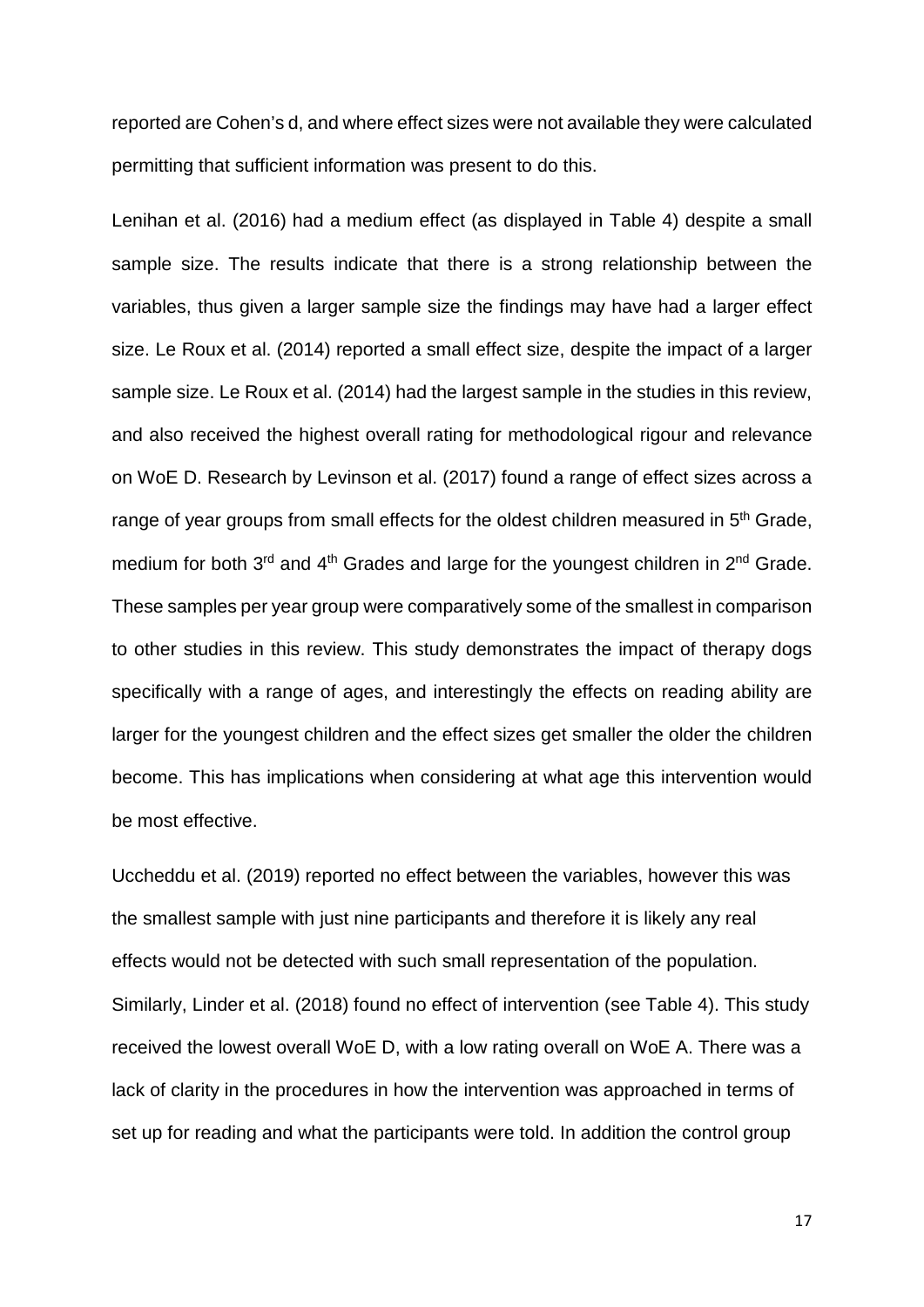reported are Cohen's d, and where effect sizes were not available they were calculated permitting that sufficient information was present to do this.

Lenihan et al. (2016) had a medium effect (as displayed in Table 4) despite a small sample size. The results indicate that there is a strong relationship between the variables, thus given a larger sample size the findings may have had a larger effect size. Le Roux et al. (2014) reported a small effect size, despite the impact of a larger sample size. Le Roux et al. (2014) had the largest sample in the studies in this review, and also received the highest overall rating for methodological rigour and relevance on WoE D. Research by Levinson et al. (2017) found a range of effect sizes across a range of year groups from small effects for the oldest children measured in 5th Grade, medium for both 3rd and 4th Grades and large for the youngest children in 2nd Grade. These samples per year group were comparatively some of the smallest in comparison to other studies in this review. This study demonstrates the impact of therapy dogs specifically with a range of ages, and interestingly the effects on reading ability are larger for the youngest children and the effect sizes get smaller the older the children become. This has implications when considering at what age this intervention would be most effective.

Uccheddu et al. (2019) reported no effect between the variables, however this was the smallest sample with just nine participants and therefore it is likely any real effects would not be detected with such small representation of the population. Similarly, Linder et al. (2018) found no effect of intervention (see Table 4). This study received the lowest overall WoE D, with a low rating overall on WoE A. There was a lack of clarity in the procedures in how the intervention was approached in terms of set up for reading and what the participants were told. In addition the control group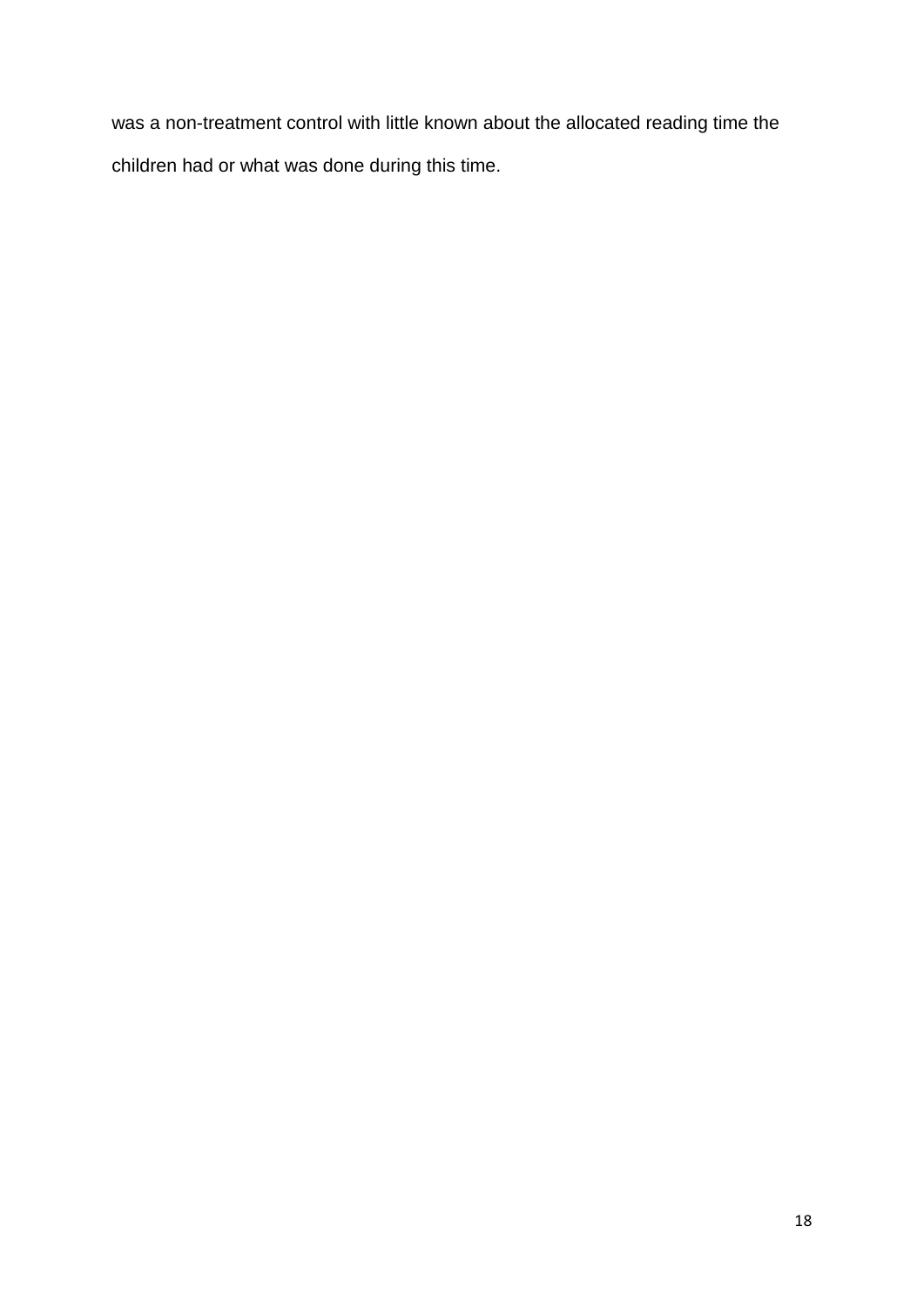was a non-treatment control with little known about the allocated reading time the children had or what was done during this time.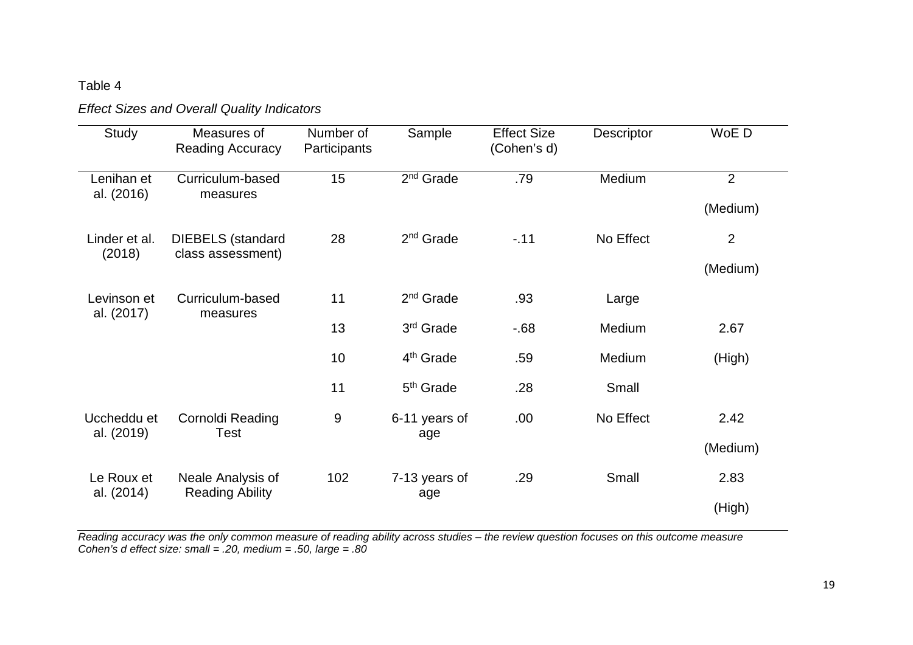Table 4

*Effect Sizes and Overall Quality Indicators*

| Study | Measures of Reading Accuracy | Number of Participants | Sample | Effect Size (Cohen's d) | Descriptor | WoE D |
|---|---|---|---|---|---|---|
| Lenihan et al. (2016) | Curriculum-based measures | 15 | 2nd Grade | .79 | Medium | 2 (Medium) |
| Linder et al. (2018) | DIEBELS (standard class assessment) | 28 | 2nd Grade | -.11 | No Effect | 2 (Medium) |
| Levinson et al. (2017) | Curriculum-based measures | 11 | 2nd Grade | .93 | Large | 2.67 (High) |
| | | 13 | 3rd Grade | -.68 | Medium | |
| | | 10 | 4th Grade | .59 | Medium | |
| | | 11 | 5th Grade | .28 | Small | |
| Uccheddu et al. (2019) | Cornoldi Reading Test | 9 | 6-11 years of age | .00 | No Effect | 2.42 (Medium) |
| Le Roux et al. (2014) | Neale Analysis of Reading Ability | 102 | 7-13 years of age | .29 | Small | 2.83 (High) |

*Reading accuracy was the only common measure of reading ability across studies – the review question focuses on this outcome measure*
*Cohen's d effect size: small = .20, medium = .50, large = .80*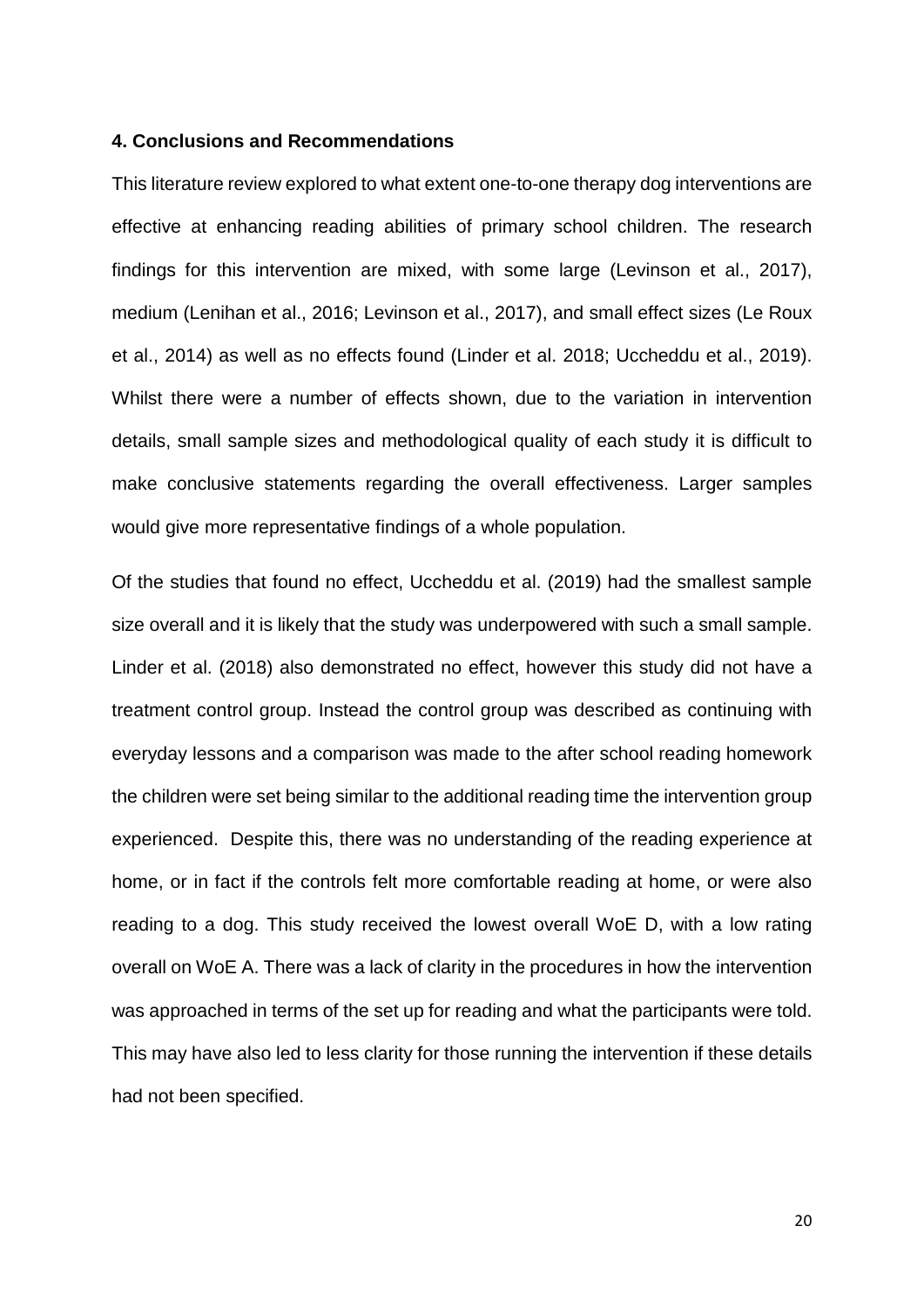## 4. Conclusions and Recommendations

This literature review explored to what extent one-to-one therapy dog interventions are effective at enhancing reading abilities of primary school children. The research findings for this intervention are mixed, with some large (Levinson et al., 2017), medium (Lenihan et al., 2016; Levinson et al., 2017), and small effect sizes (Le Roux et al., 2014) as well as no effects found (Linder et al. 2018; Uccheddu et al., 2019). Whilst there were a number of effects shown, due to the variation in intervention details, small sample sizes and methodological quality of each study it is difficult to make conclusive statements regarding the overall effectiveness. Larger samples would give more representative findings of a whole population.

Of the studies that found no effect, Uccheddu et al. (2019) had the smallest sample size overall and it is likely that the study was underpowered with such a small sample. Linder et al. (2018) also demonstrated no effect, however this study did not have a treatment control group. Instead the control group was described as continuing with everyday lessons and a comparison was made to the after school reading homework the children were set being similar to the additional reading time the intervention group experienced. Despite this, there was no understanding of the reading experience at home, or in fact if the controls felt more comfortable reading at home, or were also reading to a dog. This study received the lowest overall WoE D, with a low rating overall on WoE A. There was a lack of clarity in the procedures in how the intervention was approached in terms of the set up for reading and what the participants were told. This may have also led to less clarity for those running the intervention if these details had not been specified.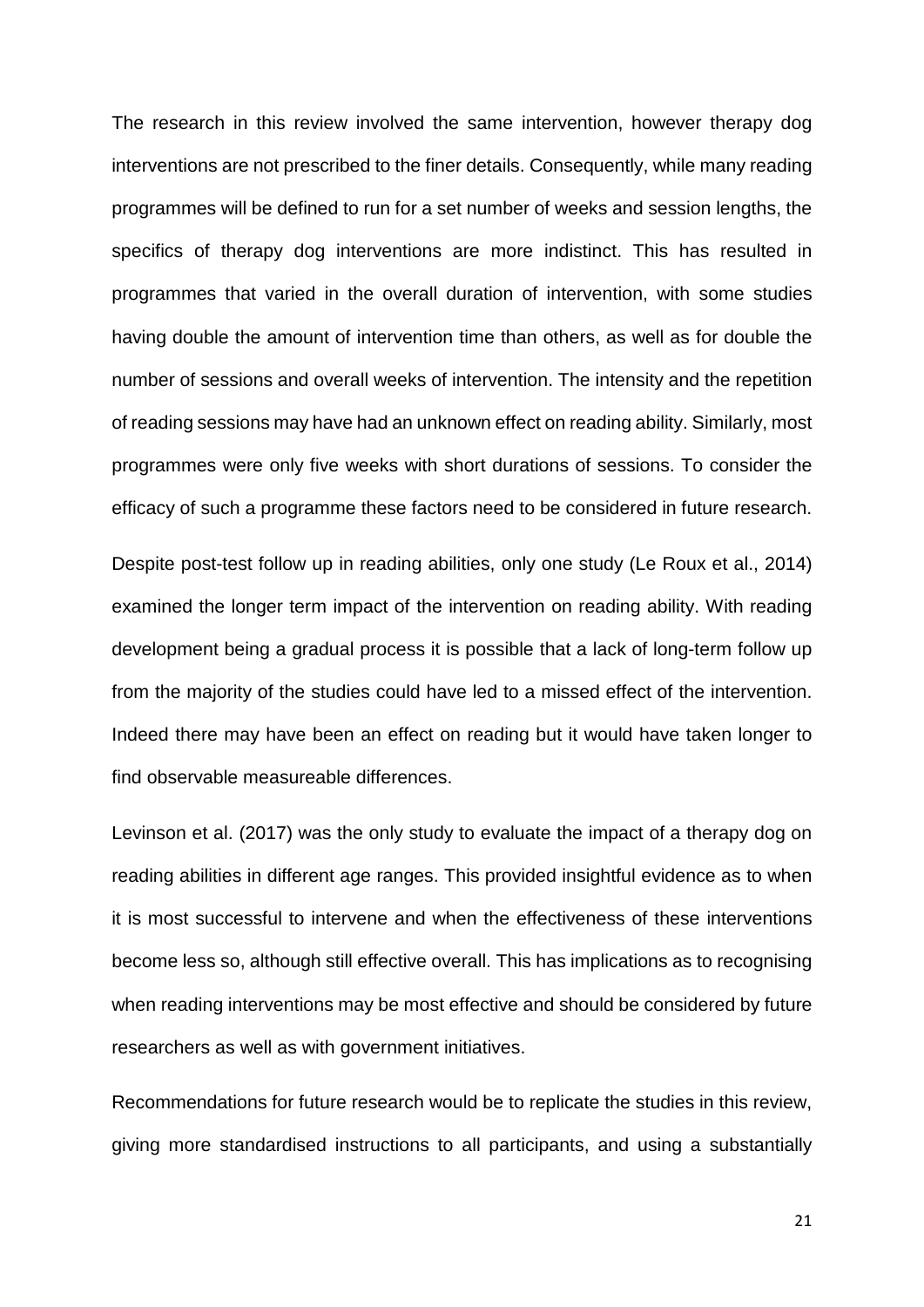The research in this review involved the same intervention, however therapy dog interventions are not prescribed to the finer details. Consequently, while many reading programmes will be defined to run for a set number of weeks and session lengths, the specifics of therapy dog interventions are more indistinct. This has resulted in programmes that varied in the overall duration of intervention, with some studies having double the amount of intervention time than others, as well as for double the number of sessions and overall weeks of intervention. The intensity and the repetition of reading sessions may have had an unknown effect on reading ability. Similarly, most programmes were only five weeks with short durations of sessions. To consider the efficacy of such a programme these factors need to be considered in future research.

Despite post-test follow up in reading abilities, only one study (Le Roux et al., 2014) examined the longer term impact of the intervention on reading ability. With reading development being a gradual process it is possible that a lack of long-term follow up from the majority of the studies could have led to a missed effect of the intervention. Indeed there may have been an effect on reading but it would have taken longer to find observable measureable differences.

Levinson et al. (2017) was the only study to evaluate the impact of a therapy dog on reading abilities in different age ranges. This provided insightful evidence as to when it is most successful to intervene and when the effectiveness of these interventions become less so, although still effective overall. This has implications as to recognising when reading interventions may be most effective and should be considered by future researchers as well as with government initiatives.

Recommendations for future research would be to replicate the studies in this review, giving more standardised instructions to all participants, and using a substantially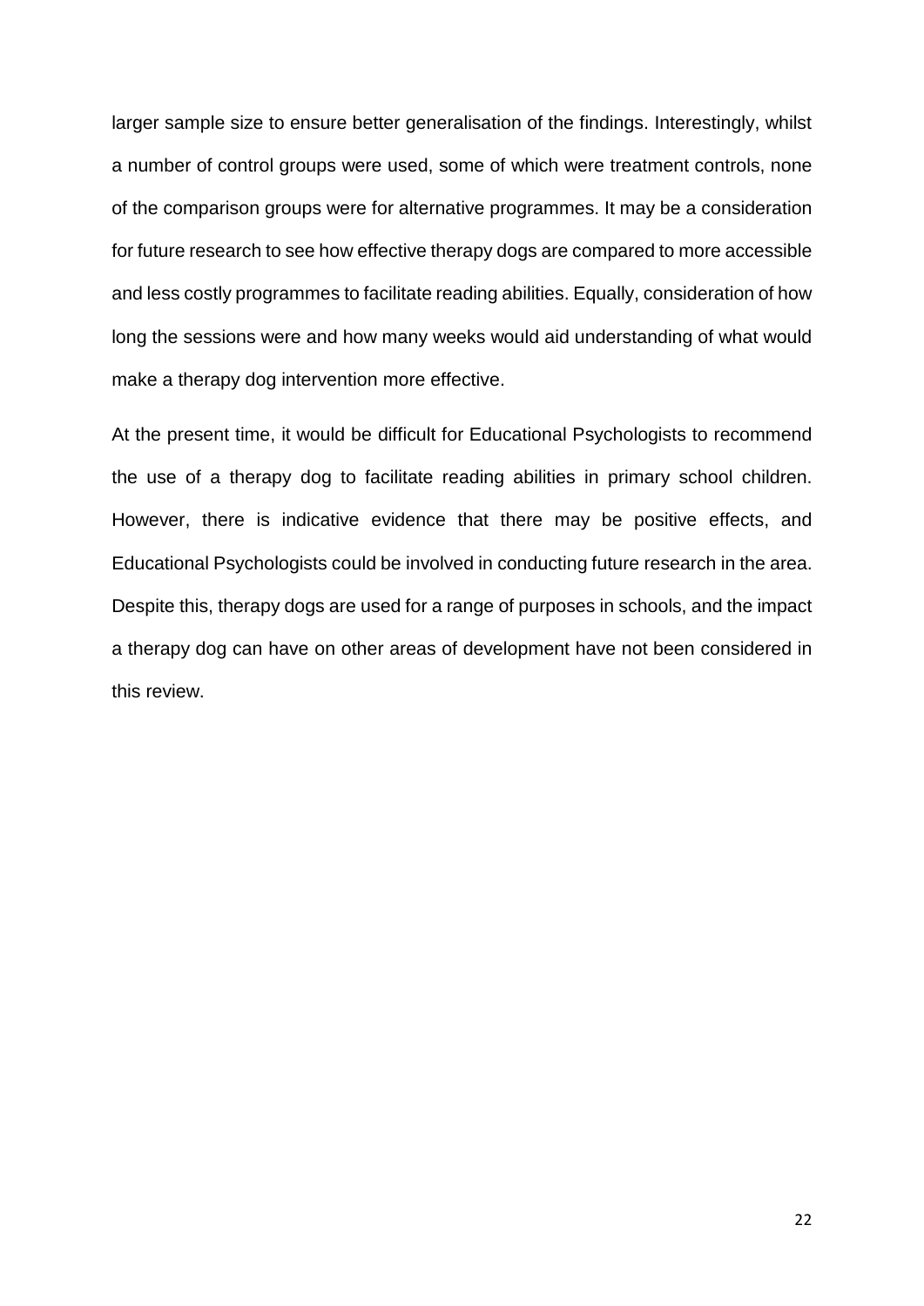larger sample size to ensure better generalisation of the findings. Interestingly, whilst a number of control groups were used, some of which were treatment controls, none of the comparison groups were for alternative programmes. It may be a consideration for future research to see how effective therapy dogs are compared to more accessible and less costly programmes to facilitate reading abilities. Equally, consideration of how long the sessions were and how many weeks would aid understanding of what would make a therapy dog intervention more effective.

At the present time, it would be difficult for Educational Psychologists to recommend the use of a therapy dog to facilitate reading abilities in primary school children. However, there is indicative evidence that there may be positive effects, and Educational Psychologists could be involved in conducting future research in the area. Despite this, therapy dogs are used for a range of purposes in schools, and the impact a therapy dog can have on other areas of development have not been considered in this review.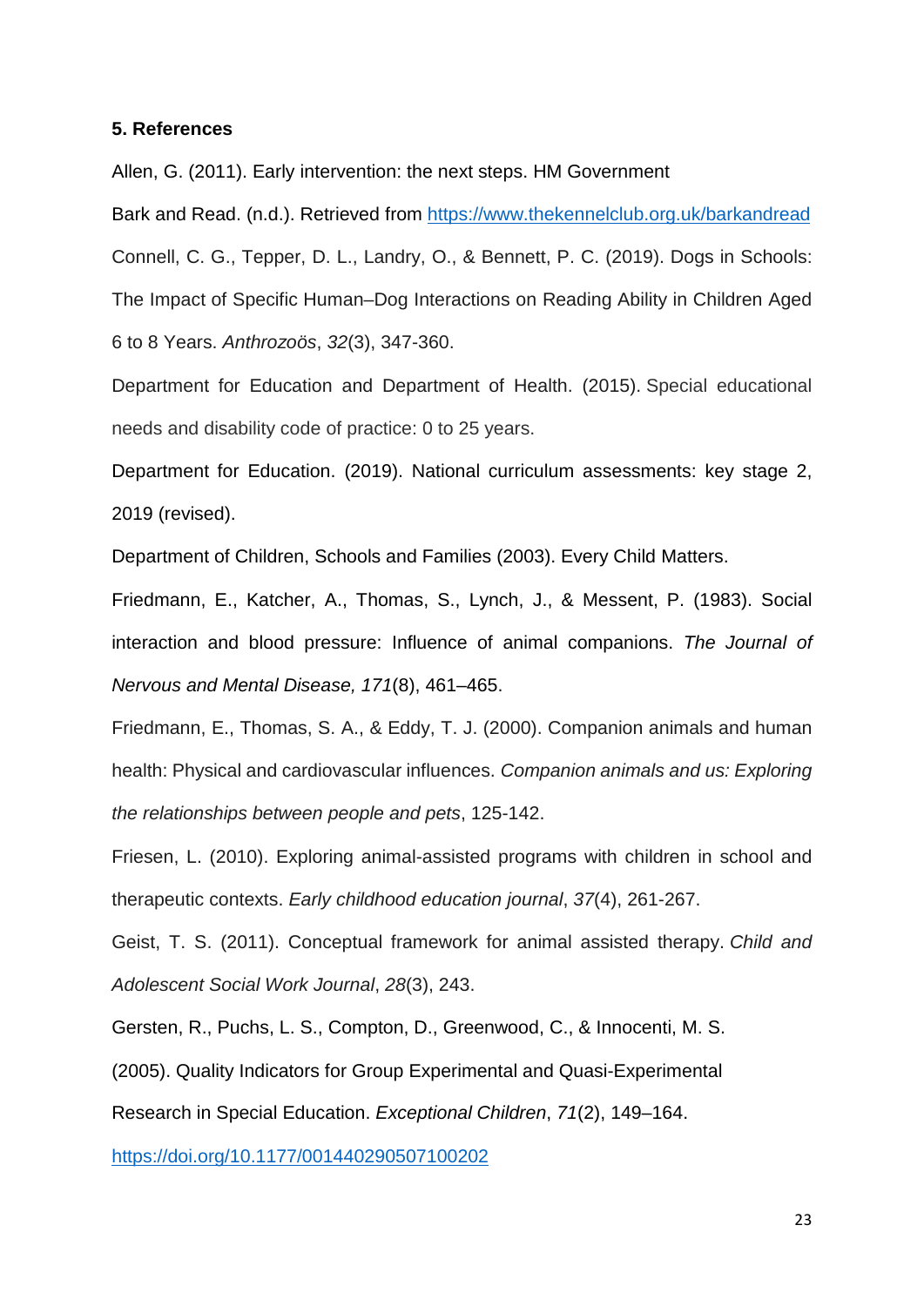**5. References**

Allen, G. (2011). Early intervention: the next steps. HM Government

Bark and Read. (n.d.). Retrieved from https://www.thekennelclub.org.uk/barkandread

Connell, C. G., Tepper, D. L., Landry, O., & Bennett, P. C. (2019). Dogs in Schools: The Impact of Specific Human–Dog Interactions on Reading Ability in Children Aged 6 to 8 Years. *Anthrozoös*, *32*(3), 347-360.

Department for Education and Department of Health. (2015). Special educational needs and disability code of practice: 0 to 25 years.

Department for Education. (2019). National curriculum assessments: key stage 2, 2019 (revised).

Department of Children, Schools and Families (2003). Every Child Matters.

Friedmann, E., Katcher, A., Thomas, S., Lynch, J., & Messent, P. (1983). Social interaction and blood pressure: Influence of animal companions. *The Journal of Nervous and Mental Disease, 171*(8), 461–465.

Friedmann, E., Thomas, S. A., & Eddy, T. J. (2000). Companion animals and human health: Physical and cardiovascular influences. *Companion animals and us: Exploring the relationships between people and pets*, 125-142.

Friesen, L. (2010). Exploring animal-assisted programs with children in school and therapeutic contexts. *Early childhood education journal*, *37*(4), 261-267.

Geist, T. S. (2011). Conceptual framework for animal assisted therapy. *Child and Adolescent Social Work Journal*, *28*(3), 243.

Gersten, R., Puchs, L. S., Compton, D., Greenwood, C., & Innocenti, M. S. (2005). Quality Indicators for Group Experimental and Quasi-Experimental Research in Special Education. *Exceptional Children*, *71*(2), 149–164. https://doi.org/10.1177/001440290507100202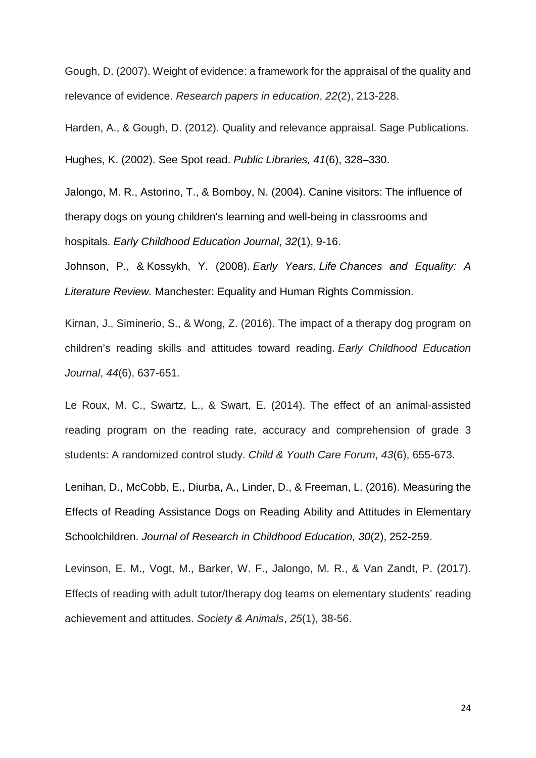Gough, D. (2007). Weight of evidence: a framework for the appraisal of the quality and relevance of evidence. *Research papers in education*, *22*(2), 213-228.

Harden, A., & Gough, D. (2012). Quality and relevance appraisal. Sage Publications.

Hughes, K. (2002). See Spot read. *Public Libraries, 41*(6), 328–330.

Jalongo, M. R., Astorino, T., & Bomboy, N. (2004). Canine visitors: The influence of therapy dogs on young children's learning and well-being in classrooms and hospitals. *Early Childhood Education Journal*, *32*(1), 9-16.

Johnson, P., & Kossykh, Y. (2008). *Early Years, Life Chances and Equality: A Literature Review.* Manchester: Equality and Human Rights Commission.

Kirnan, J., Siminerio, S., & Wong, Z. (2016). The impact of a therapy dog program on children's reading skills and attitudes toward reading. *Early Childhood Education Journal*, *44*(6), 637-651.

Le Roux, M. C., Swartz, L., & Swart, E. (2014). The effect of an animal-assisted reading program on the reading rate, accuracy and comprehension of grade 3 students: A randomized control study. *Child & Youth Care Forum*, *43*(6), 655-673.

Lenihan, D., McCobb, E., Diurba, A., Linder, D., & Freeman, L. (2016). Measuring the Effects of Reading Assistance Dogs on Reading Ability and Attitudes in Elementary Schoolchildren. *Journal of Research in Childhood Education, 30*(2), 252-259.

Levinson, E. M., Vogt, M., Barker, W. F., Jalongo, M. R., & Van Zandt, P. (2017). Effects of reading with adult tutor/therapy dog teams on elementary students' reading achievement and attitudes. *Society & Animals*, *25*(1), 38-56.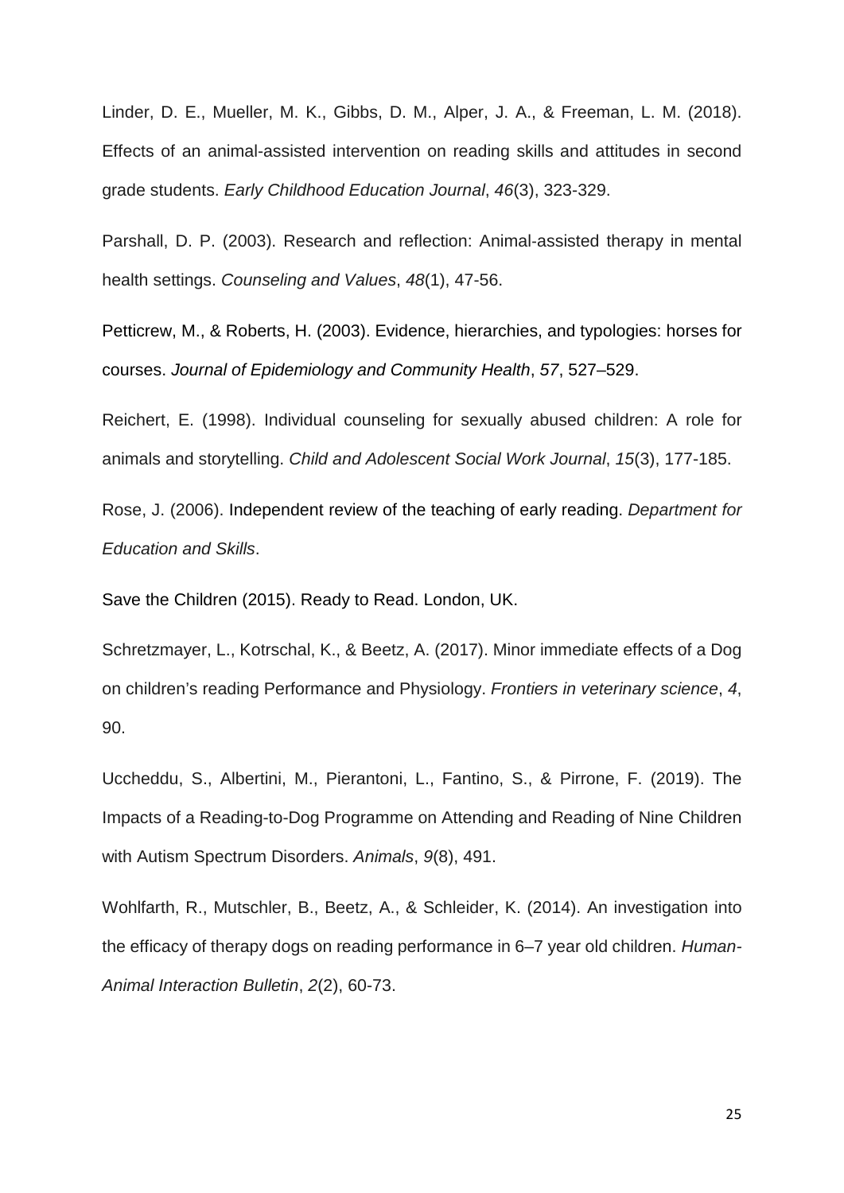Linder, D. E., Mueller, M. K., Gibbs, D. M., Alper, J. A., & Freeman, L. M. (2018). Effects of an animal-assisted intervention on reading skills and attitudes in second grade students. *Early Childhood Education Journal*, *46*(3), 323-329.

Parshall, D. P. (2003). Research and reflection: Animal-assisted therapy in mental health settings. *Counseling and Values*, *48*(1), 47-56.

Petticrew, M., & Roberts, H. (2003). Evidence, hierarchies, and typologies: horses for courses. *Journal of Epidemiology and Community Health*, *57*, 527–529.

Reichert, E. (1998). Individual counseling for sexually abused children: A role for animals and storytelling. *Child and Adolescent Social Work Journal*, *15*(3), 177-185.

Rose, J. (2006). Independent review of the teaching of early reading. *Department for Education and Skills*.

Save the Children (2015). Ready to Read. London, UK.

Schretzmayer, L., Kotrschal, K., & Beetz, A. (2017). Minor immediate effects of a Dog on children's reading Performance and Physiology. *Frontiers in veterinary science*, *4*, 90.

Uccheddu, S., Albertini, M., Pierantoni, L., Fantino, S., & Pirrone, F. (2019). The Impacts of a Reading-to-Dog Programme on Attending and Reading of Nine Children with Autism Spectrum Disorders. *Animals*, *9*(8), 491.

Wohlfarth, R., Mutschler, B., Beetz, A., & Schleider, K. (2014). An investigation into the efficacy of therapy dogs on reading performance in 6–7 year old children. *Human-Animal Interaction Bulletin*, *2*(2), 60-73.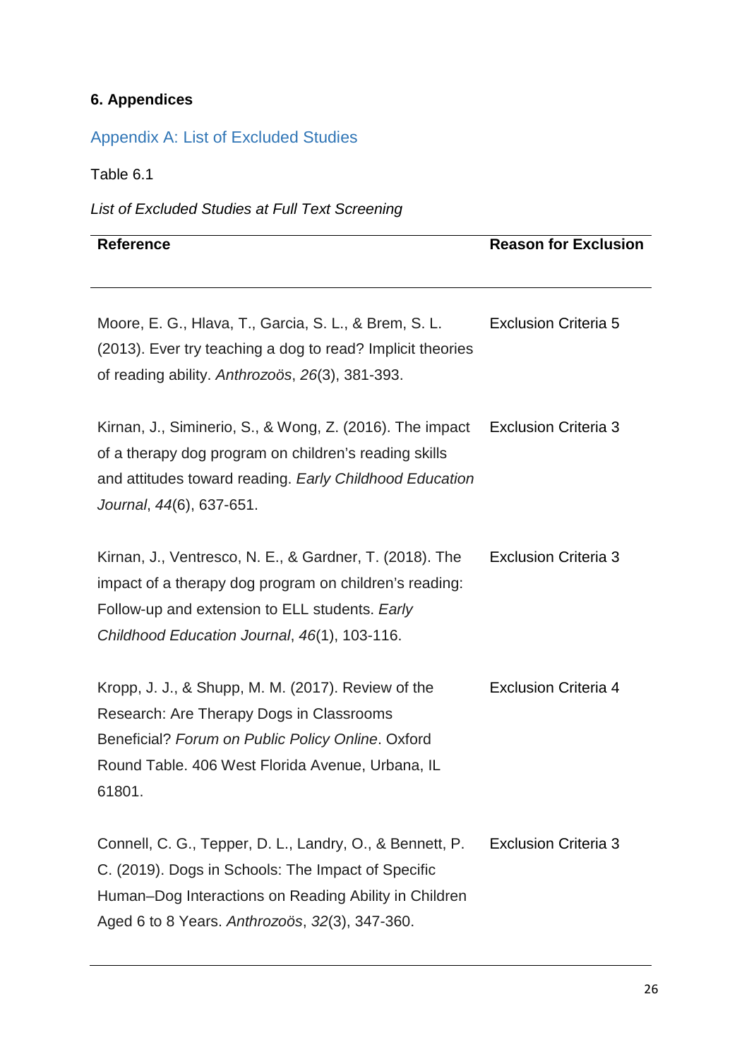## 6. Appendices

### Appendix A: List of Excluded Studies

Table 6.1

*List of Excluded Studies at Full Text Screening*

| Reference | Reason for Exclusion |
|---|---|
| Moore, E. G., Hlava, T., Garcia, S. L., & Brem, S. L. (2013). Ever try teaching a dog to read? Implicit theories of reading ability. *Anthrozoös*, *26*(3), 381-393. | Exclusion Criteria 5 |
| Kirnan, J., Siminerio, S., & Wong, Z. (2016). The impact of a therapy dog program on children's reading skills and attitudes toward reading. *Early Childhood Education Journal*, *44*(6), 637-651. | Exclusion Criteria 3 |
| Kirnan, J., Ventresco, N. E., & Gardner, T. (2018). The impact of a therapy dog program on children's reading: Follow-up and extension to ELL students. *Early Childhood Education Journal*, *46*(1), 103-116. | Exclusion Criteria 3 |
| Kropp, J. J., & Shupp, M. M. (2017). Review of the Research: Are Therapy Dogs in Classrooms Beneficial? *Forum on Public Policy Online*. Oxford Round Table. 406 West Florida Avenue, Urbana, IL 61801. | Exclusion Criteria 4 |
| Connell, C. G., Tepper, D. L., Landry, O., & Bennett, P. C. (2019). Dogs in Schools: The Impact of Specific Human–Dog Interactions on Reading Ability in Children Aged 6 to 8 Years. *Anthrozoös*, *32*(3), 347-360. | Exclusion Criteria 3 |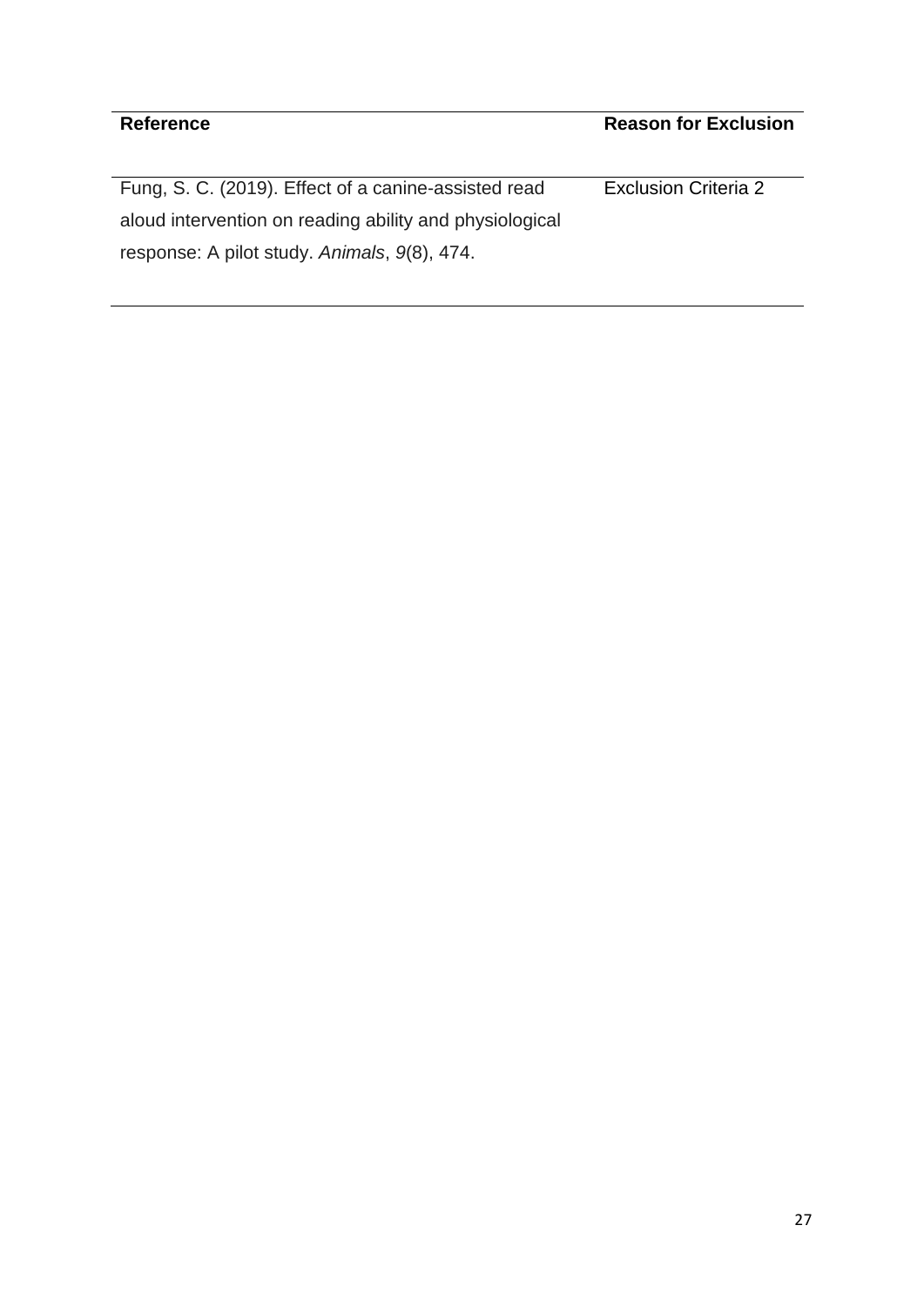| Reference | Reason for Exclusion |
|---|---|
| Fung, S. C. (2019). Effect of a canine-assisted read aloud intervention on reading ability and physiological response: A pilot study. *Animals*, *9*(8), 474. | Exclusion Criteria 2 |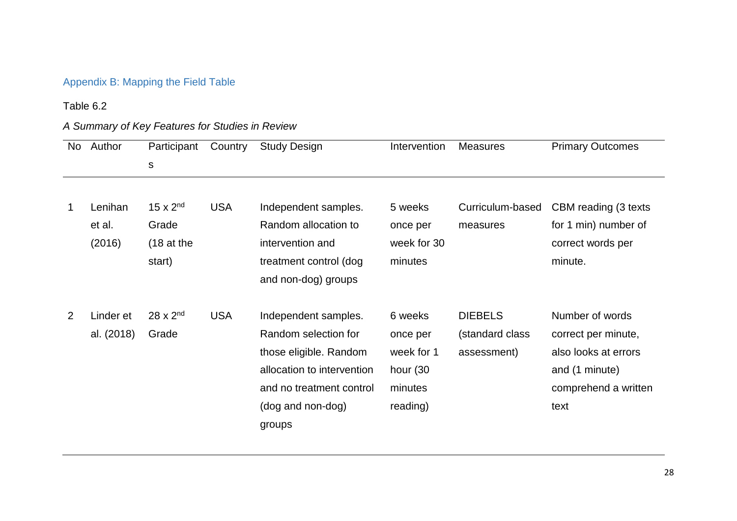## Appendix B: Mapping the Field Table

Table 6.2

*A Summary of Key Features for Studies in Review*

| No | Author | Participants | Country | Study Design | Intervention | Measures | Primary Outcomes |
|---|---|---|---|---|---|---|---|
| 1 | Lenihan et al. (2016) | 15 x 2nd Grade (18 at the start) | USA | Independent samples. Random allocation to intervention and treatment control (dog and non-dog) groups | 5 weeks once per week for 30 minutes | Curriculum-based measures | CBM reading (3 texts for 1 min) number of correct words per minute. |
| 2 | Linder et al. (2018) | 28 x 2nd Grade | USA | Independent samples. Random selection for those eligible. Random allocation to intervention and no treatment control (dog and non-dog) groups | 6 weeks once per week for 1 hour (30 minutes reading) | DIEBELS (standard class assessment) | Number of words correct per minute, also looks at errors and (1 minute) comprehend a written text |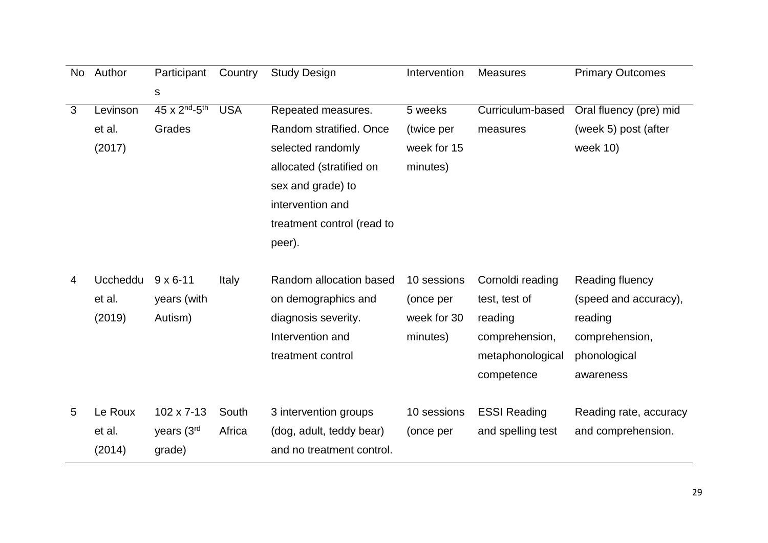| No | Author | Participants | Country | Study Design | Intervention | Measures | Primary Outcomes |
|---|---|---|---|---|---|---|---|
| 3 | Levinson et al. (2017) | 45 x 2nd-5th Grades | USA | Repeated measures. Random stratified. Once selected randomly allocated (stratified on sex and grade) to intervention and treatment control (read to peer). | 5 weeks (twice per week for 15 minutes) | Curriculum-based measures | Oral fluency (pre) mid (week 5) post (after week 10) |
| 4 | Uccheddu et al. (2019) | 9 x 6-11 years (with Autism) | Italy | Random allocation based on demographics and diagnosis severity. Intervention and treatment control | 10 sessions (once per week for 30 minutes) | Cornoldi reading test, test of reading comprehension, metaphonological competence | Reading fluency (speed and accuracy), reading comprehension, phonological awareness |
| 5 | Le Roux et al. (2014) | 102 x 7-13 years (3rd grade) | South Africa | 3 intervention groups (dog, adult, teddy bear) and no treatment control. | 10 sessions (once per | ESSI Reading and spelling test | Reading rate, accuracy and comprehension. |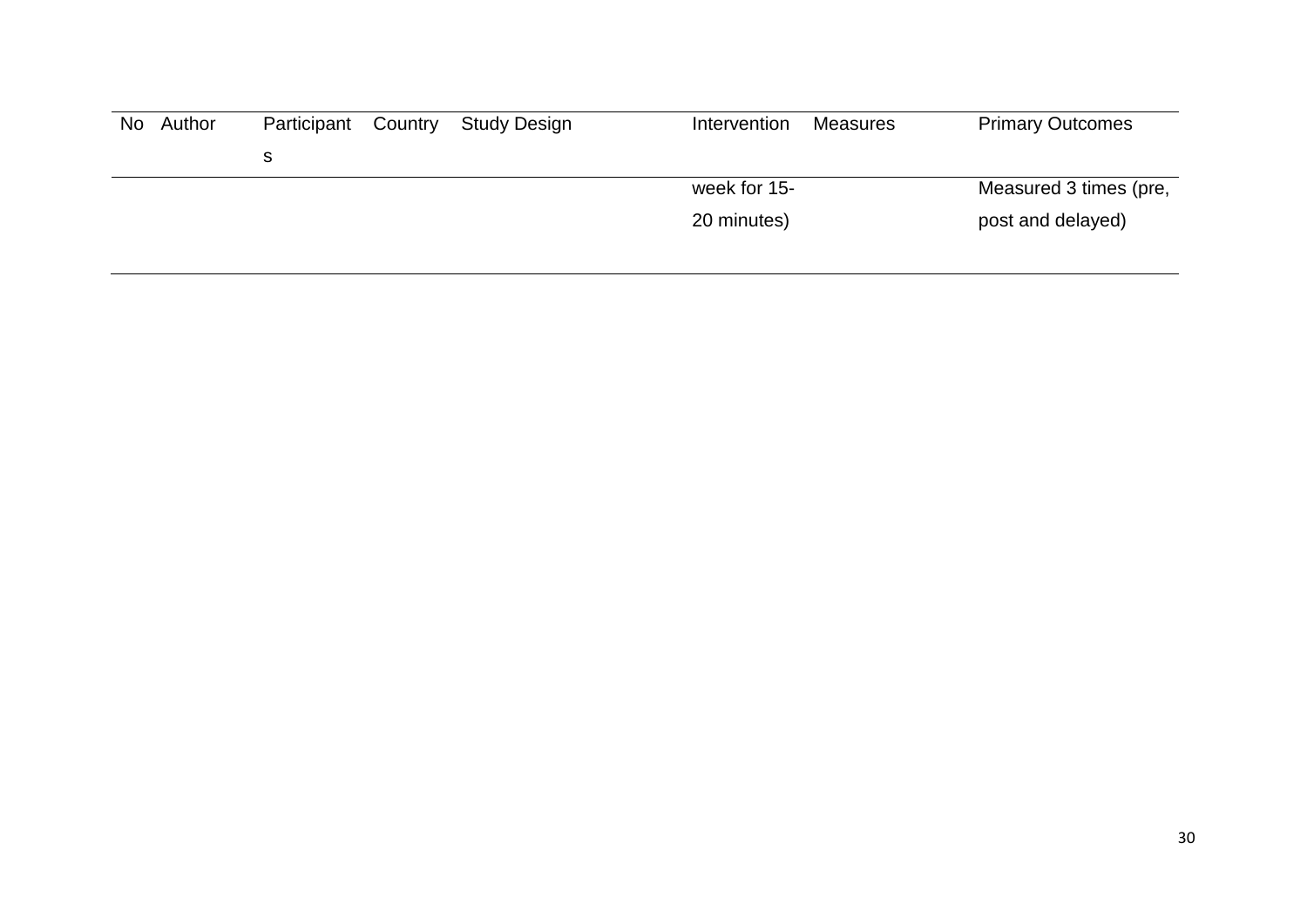| No | Author | Participants | Country | Study Design | Intervention | Measures | Primary Outcomes |
|---|---|---|---|---|---|---|---|
| | | | | | week for 15-20 minutes) | | Measured 3 times (pre, post and delayed) |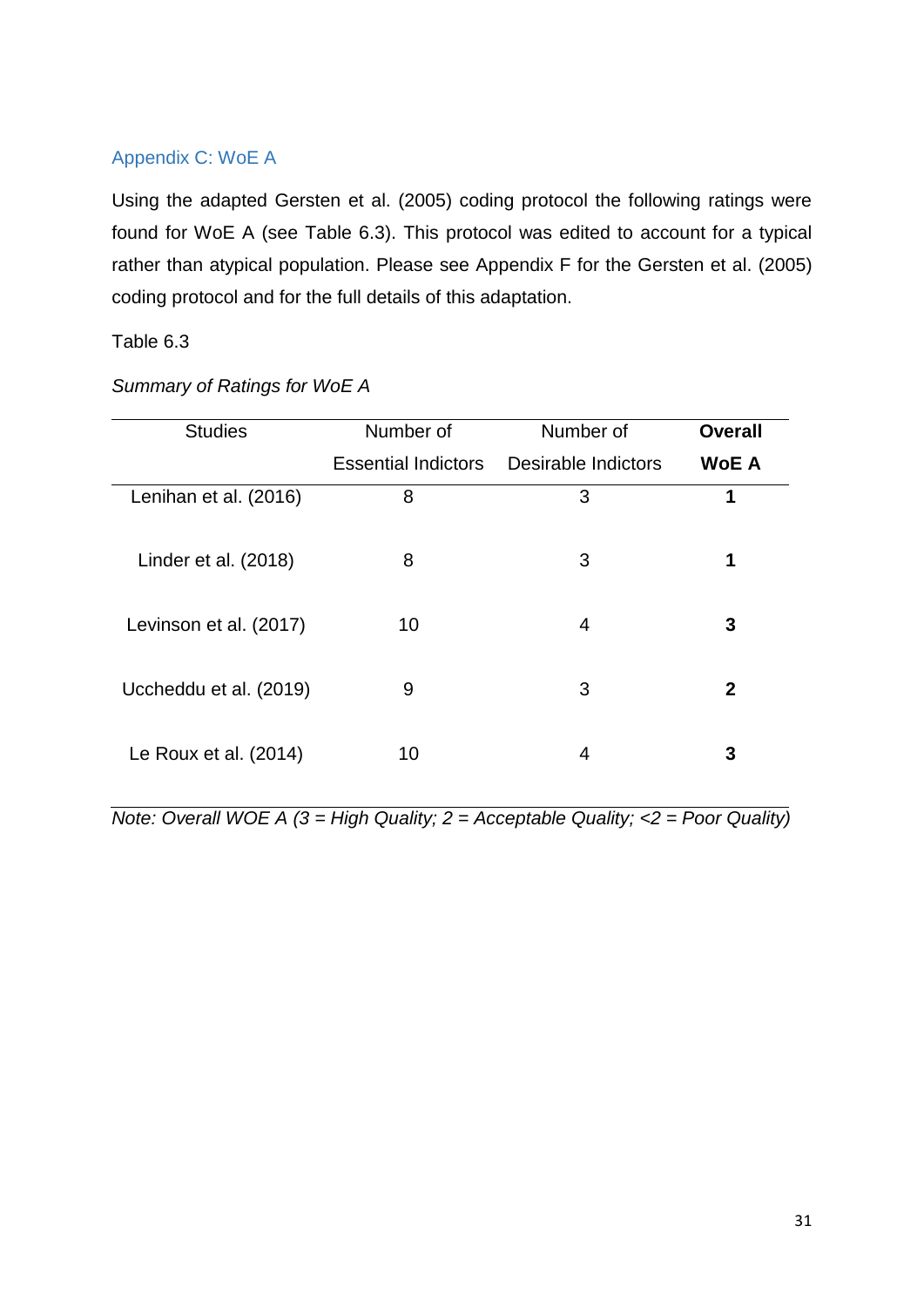## Appendix C: WoE A

Using the adapted Gersten et al. (2005) coding protocol the following ratings were found for WoE A (see Table 6.3). This protocol was edited to account for a typical rather than atypical population. Please see Appendix F for the Gersten et al. (2005) coding protocol and for the full details of this adaptation.

Table 6.3

*Summary of Ratings for WoE A*

| Studies | Number of Essential Indictors | Number of Desirable Indictors | **Overall WoE A** |
|---|---|---|---|
| Lenihan et al. (2016) | 8 | 3 | **1** |
| Linder et al. (2018) | 8 | 3 | **1** |
| Levinson et al. (2017) | 10 | 4 | **3** |
| Uccheddu et al. (2019) | 9 | 3 | **2** |
| Le Roux et al. (2014) | 10 | 4 | **3** |

*Note: Overall WOE A (3 = High Quality; 2 = Acceptable Quality; <2 = Poor Quality)*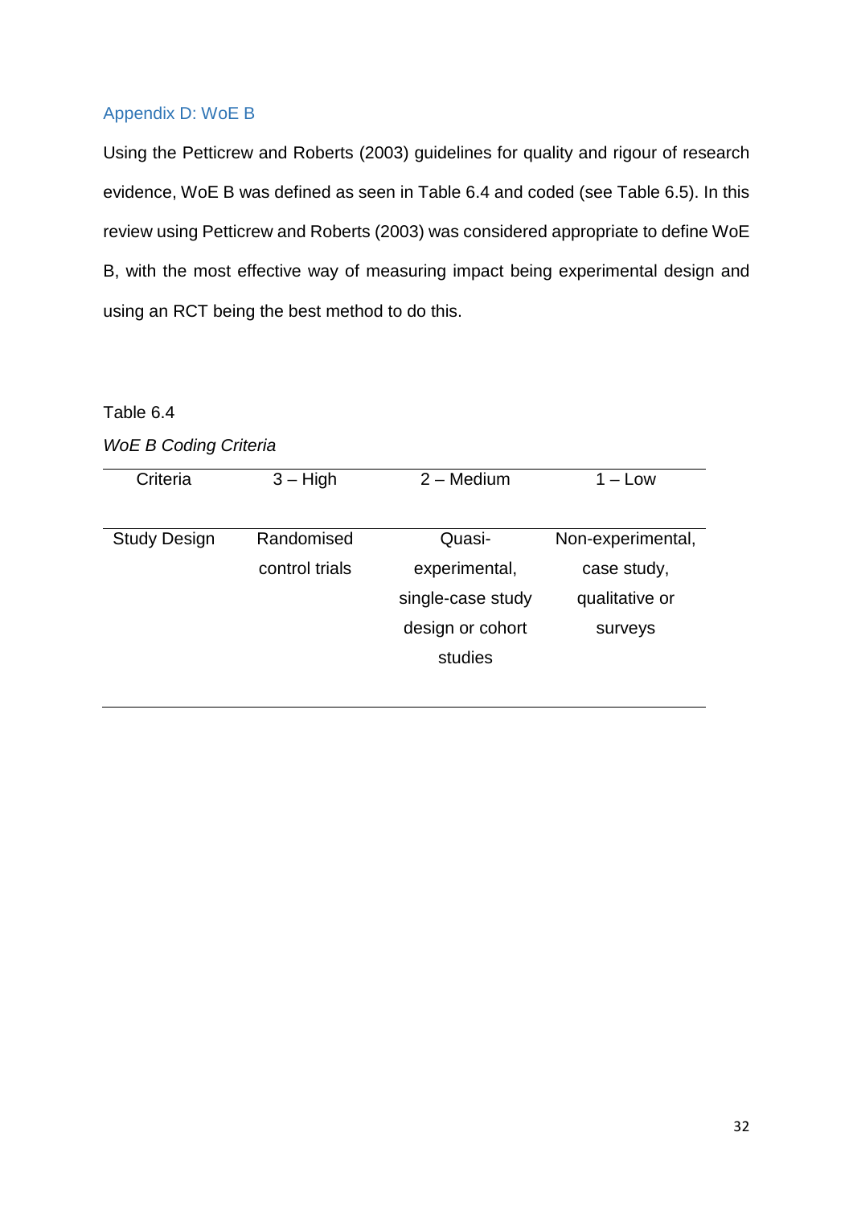## Appendix D: WoE B

Using the Petticrew and Roberts (2003) guidelines for quality and rigour of research evidence, WoE B was defined as seen in Table 6.4 and coded (see Table 6.5). In this review using Petticrew and Roberts (2003) was considered appropriate to define WoE B, with the most effective way of measuring impact being experimental design and using an RCT being the best method to do this.

Table 6.4

*WoE B Coding Criteria*

| Criteria | 3 – High | 2 – Medium | 1 – Low |
|---|---|---|---|
| Study Design | Randomised control trials | Quasi-experimental, single-case study design or cohort studies | Non-experimental, case study, qualitative or surveys |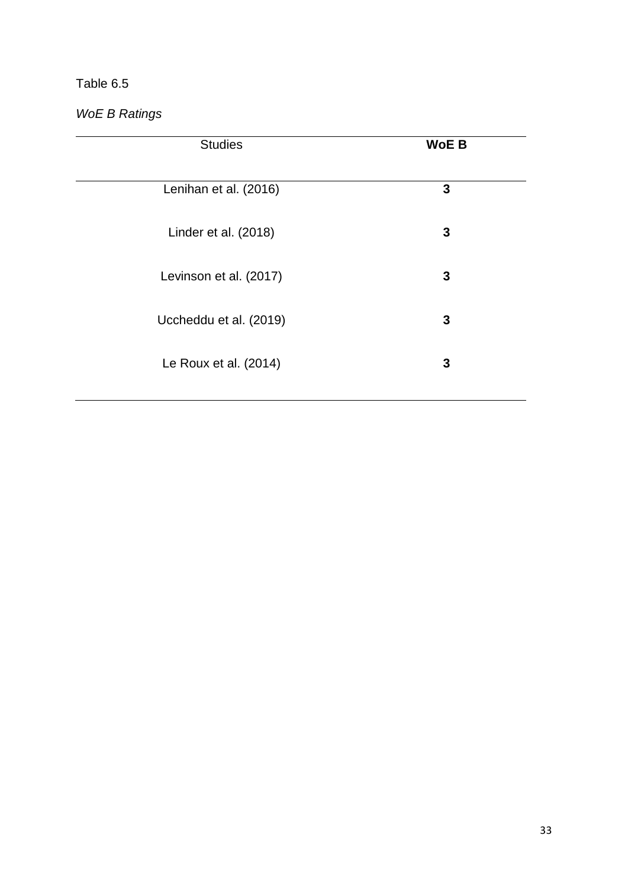Table 6.5

*WoE B Ratings*

| Studies | **WoE B** |
|---|---|
| Lenihan et al. (2016) | **3** |
| Linder et al. (2018) | **3** |
| Levinson et al. (2017) | **3** |
| Uccheddu et al. (2019) | **3** |
| Le Roux et al. (2014) | **3** |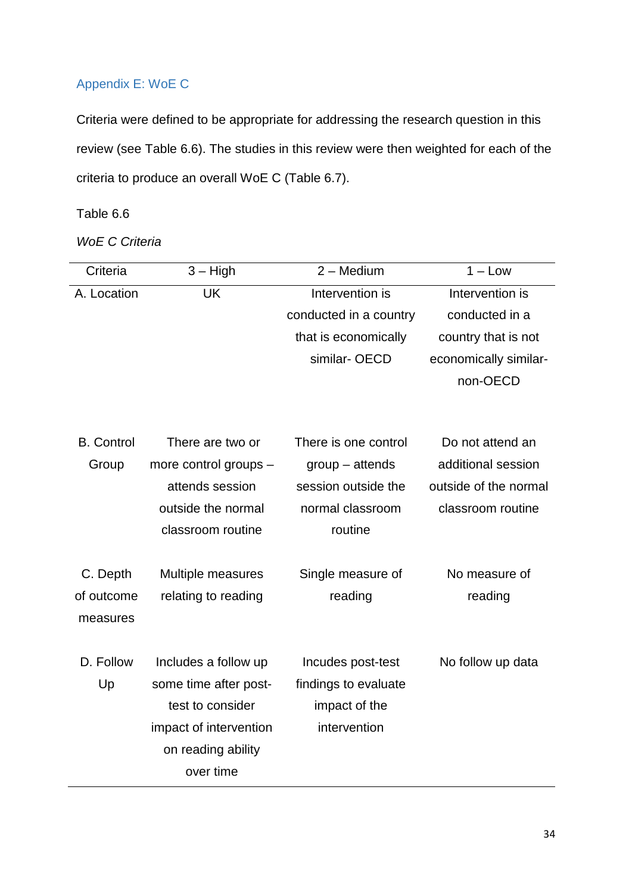## Appendix E: WoE C

Criteria were defined to be appropriate for addressing the research question in this review (see Table 6.6). The studies in this review were then weighted for each of the criteria to produce an overall WoE C (Table 6.7).

Table 6.6

*WoE C Criteria*

| Criteria | 3 – High | 2 – Medium | 1 – Low |
|---|---|---|---|
| A. Location | UK | Intervention is conducted in a country that is economically similar- OECD | Intervention is conducted in a country that is not economically similar- non-OECD |
| B. Control Group | There are two or more control groups – attends session outside the normal classroom routine | There is one control group – attends session outside the normal classroom routine | Do not attend an additional session outside of the normal classroom routine |
| C. Depth of outcome measures | Multiple measures relating to reading | Single measure of reading | No measure of reading |
| D. Follow Up | Includes a follow up some time after post-test to consider impact of intervention on reading ability over time | Incudes post-test findings to evaluate impact of the intervention | No follow up data |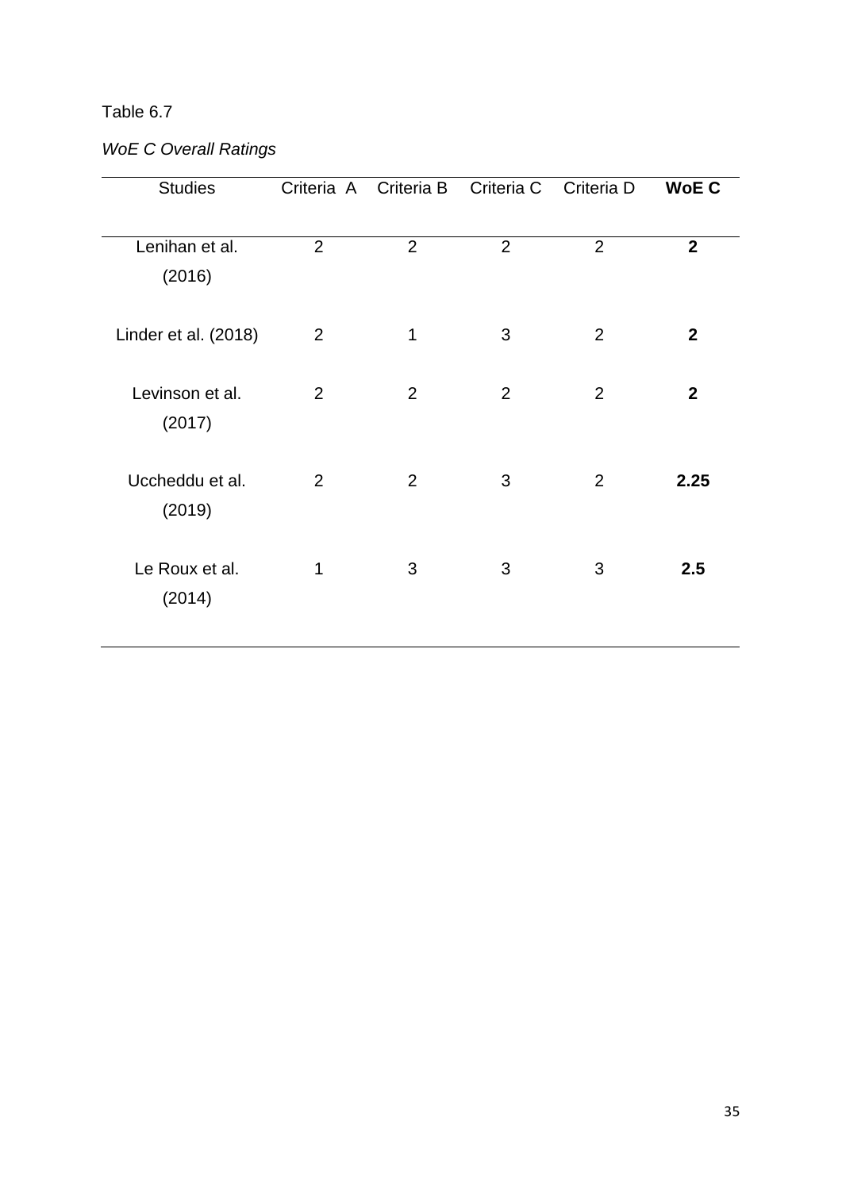Table 6.7

*WoE C Overall Ratings*

| Studies | Criteria A | Criteria B | Criteria C | Criteria D | **WoE C** |
|---|---|---|---|---|---|
| Lenihan et al. (2016) | 2 | 2 | 2 | 2 | **2** |
| Linder et al. (2018) | 2 | 1 | 3 | 2 | **2** |
| Levinson et al. (2017) | 2 | 2 | 2 | 2 | **2** |
| Uccheddu et al. (2019) | 2 | 2 | 3 | 2 | **2.25** |
| Le Roux et al. (2014) | 1 | 3 | 3 | 3 | **2.5** |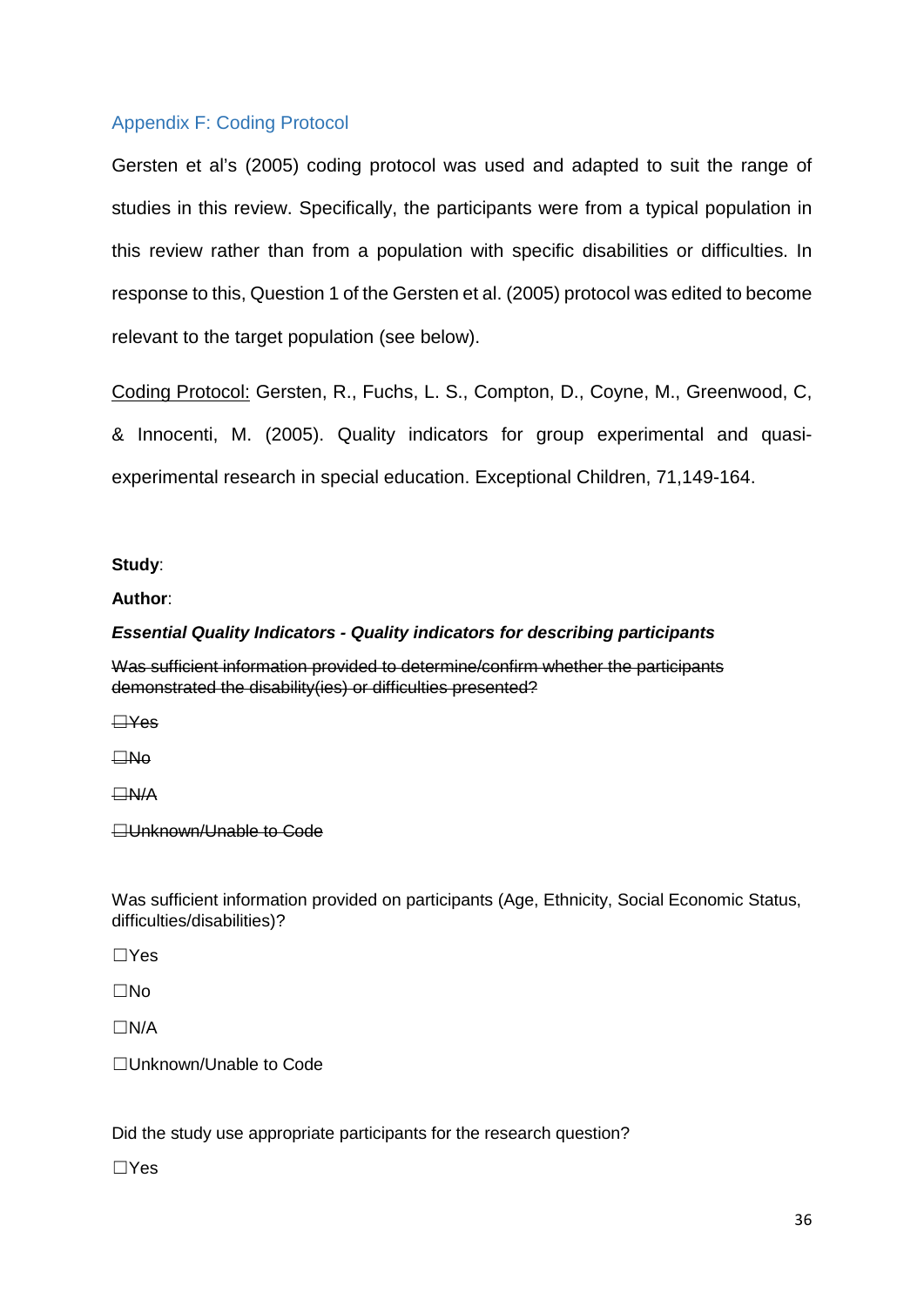## Appendix F: Coding Protocol

Gersten et al's (2005) coding protocol was used and adapted to suit the range of studies in this review. Specifically, the participants were from a typical population in this review rather than from a population with specific disabilities or difficulties. In response to this, Question 1 of the Gersten et al. (2005) protocol was edited to become relevant to the target population (see below).

<u>Coding Protocol:</u> Gersten, R., Fuchs, L. S., Compton, D., Coyne, M., Greenwood, C, & Innocenti, M. (2005). Quality indicators for group experimental and quasi-experimental research in special education. Exceptional Children, 71,149-164.

**Study**:

**Author**:

***Essential Quality Indicators - Quality indicators for describing participants***

~~Was sufficient information provided to determine/confirm whether the participants demonstrated the disability(ies) or difficulties presented?~~

~~☐Yes~~

~~☐No~~

~~☐N/A~~

~~☐Unknown/Unable to Code~~

Was sufficient information provided on participants (Age, Ethnicity, Social Economic Status, difficulties/disabilities)?

☐Yes

☐No

☐N/A

☐Unknown/Unable to Code

Did the study use appropriate participants for the research question?

☐Yes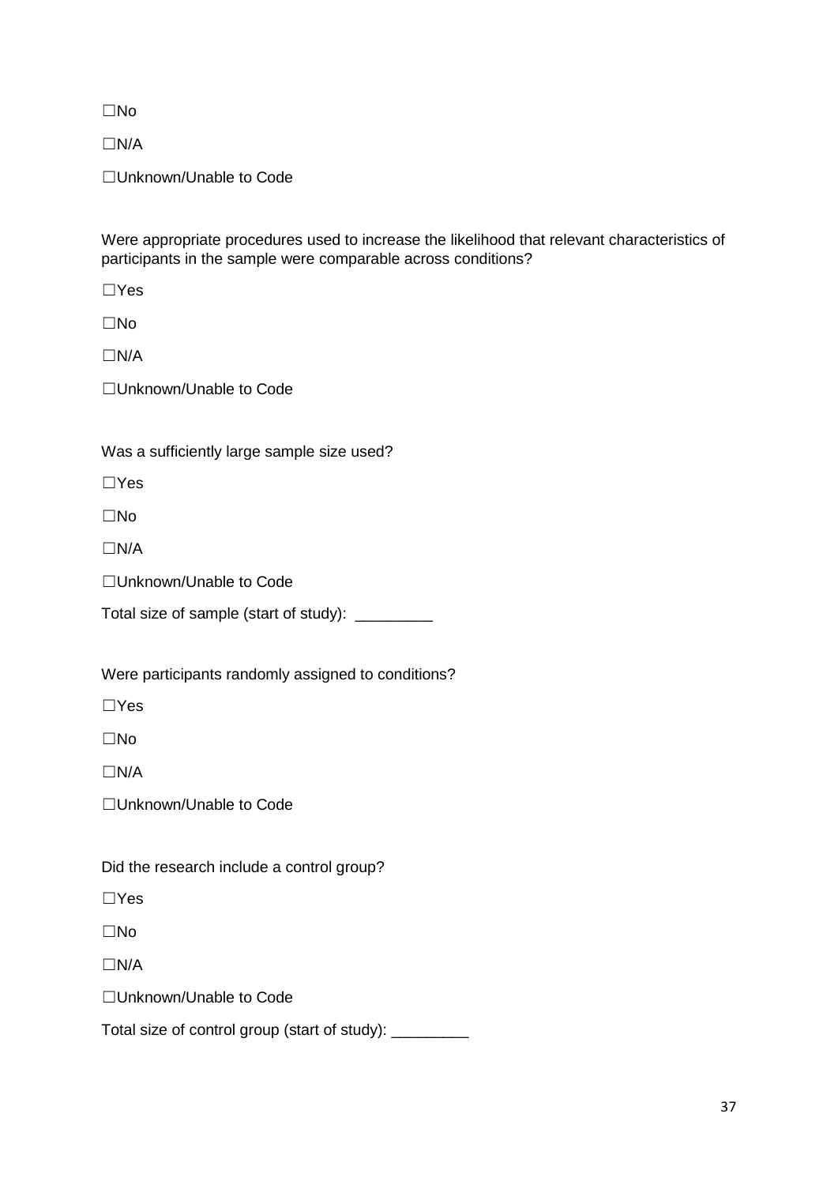☐No

☐N/A

☐Unknown/Unable to Code

Were appropriate procedures used to increase the likelihood that relevant characteristics of participants in the sample were comparable across conditions?

☐Yes

☐No

☐N/A

☐Unknown/Unable to Code

Was a sufficiently large sample size used?

☐Yes

☐No

☐N/A

☐Unknown/Unable to Code

Total size of sample (start of study): _________

Were participants randomly assigned to conditions?

☐Yes

☐No

☐N/A

☐Unknown/Unable to Code

Did the research include a control group?

☐Yes

☐No

☐N/A

☐Unknown/Unable to Code

Total size of control group (start of study): _________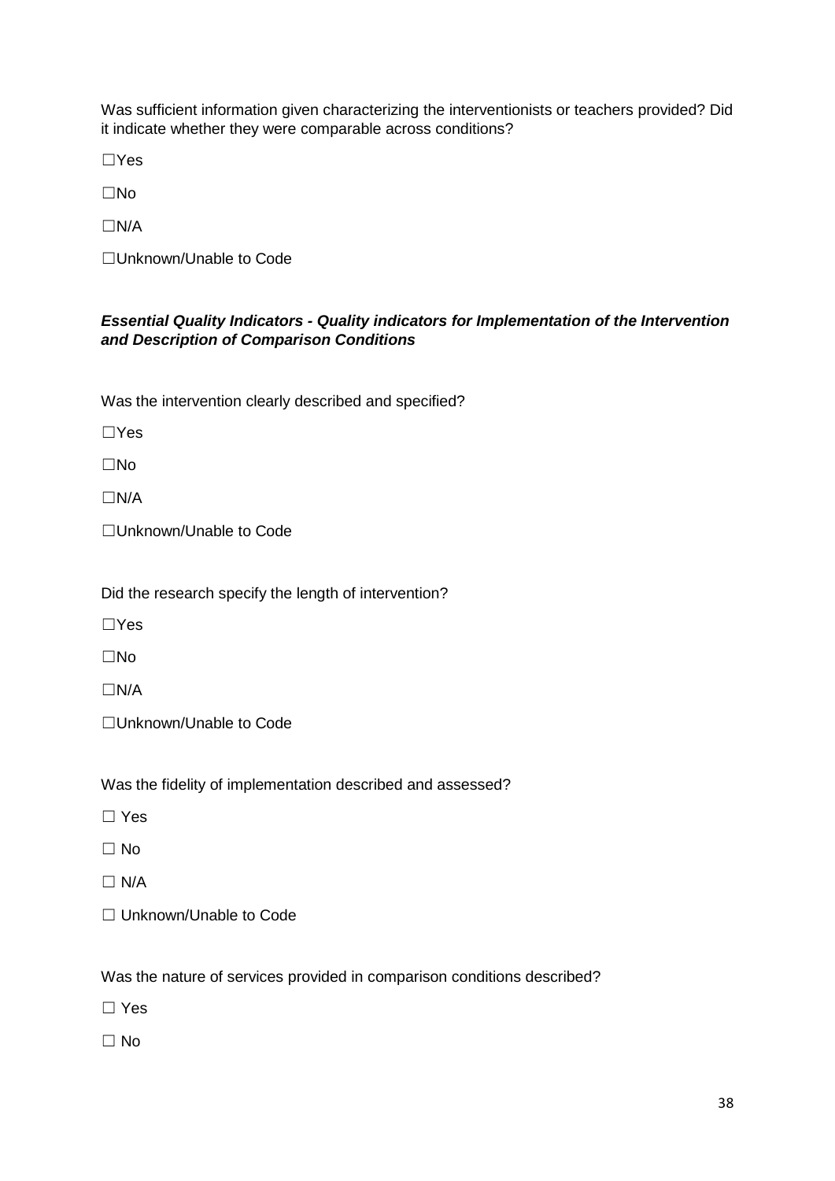Was sufficient information given characterizing the interventionists or teachers provided? Did it indicate whether they were comparable across conditions?

☐Yes

☐No

☐N/A

☐Unknown/Unable to Code

***Essential Quality Indicators - Quality indicators for Implementation of the Intervention and Description of Comparison Conditions***

Was the intervention clearly described and specified?

☐Yes

☐No

☐N/A

☐Unknown/Unable to Code

Did the research specify the length of intervention?

☐Yes

☐No

☐N/A

☐Unknown/Unable to Code

Was the fidelity of implementation described and assessed?

☐ Yes

☐ No

☐ N/A

☐ Unknown/Unable to Code

Was the nature of services provided in comparison conditions described?

☐ Yes

☐ No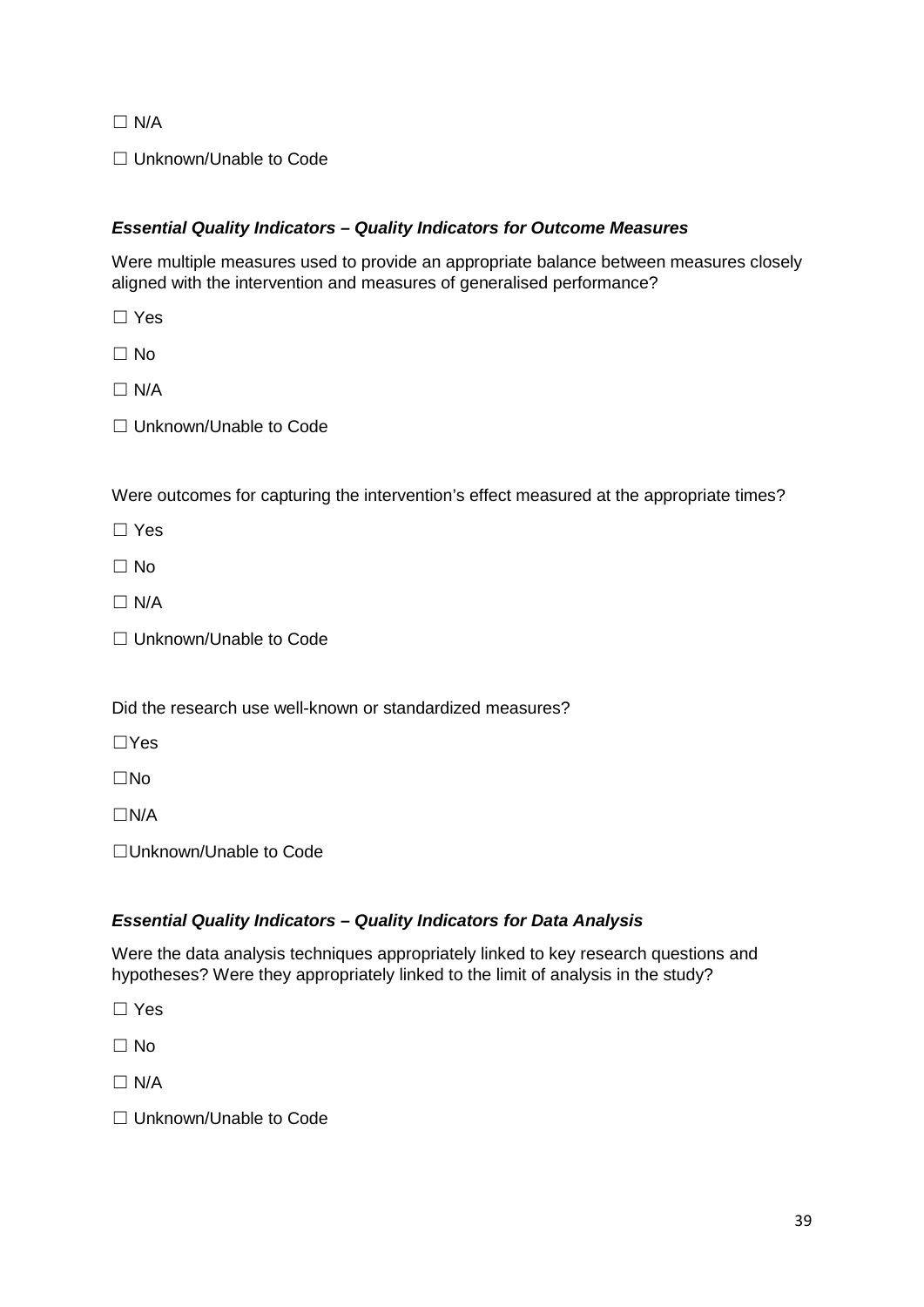☐ N/A

☐ Unknown/Unable to Code

***Essential Quality Indicators – Quality Indicators for Outcome Measures***

Were multiple measures used to provide an appropriate balance between measures closely aligned with the intervention and measures of generalised performance?

☐ Yes

☐ No

☐ N/A

☐ Unknown/Unable to Code

Were outcomes for capturing the intervention's effect measured at the appropriate times?

☐ Yes

☐ No

☐ N/A

☐ Unknown/Unable to Code

Did the research use well-known or standardized measures?

☐Yes

☐No

☐N/A

☐Unknown/Unable to Code

***Essential Quality Indicators – Quality Indicators for Data Analysis***

Were the data analysis techniques appropriately linked to key research questions and hypotheses? Were they appropriately linked to the limit of analysis in the study?

☐ Yes

☐ No

☐ N/A

☐ Unknown/Unable to Code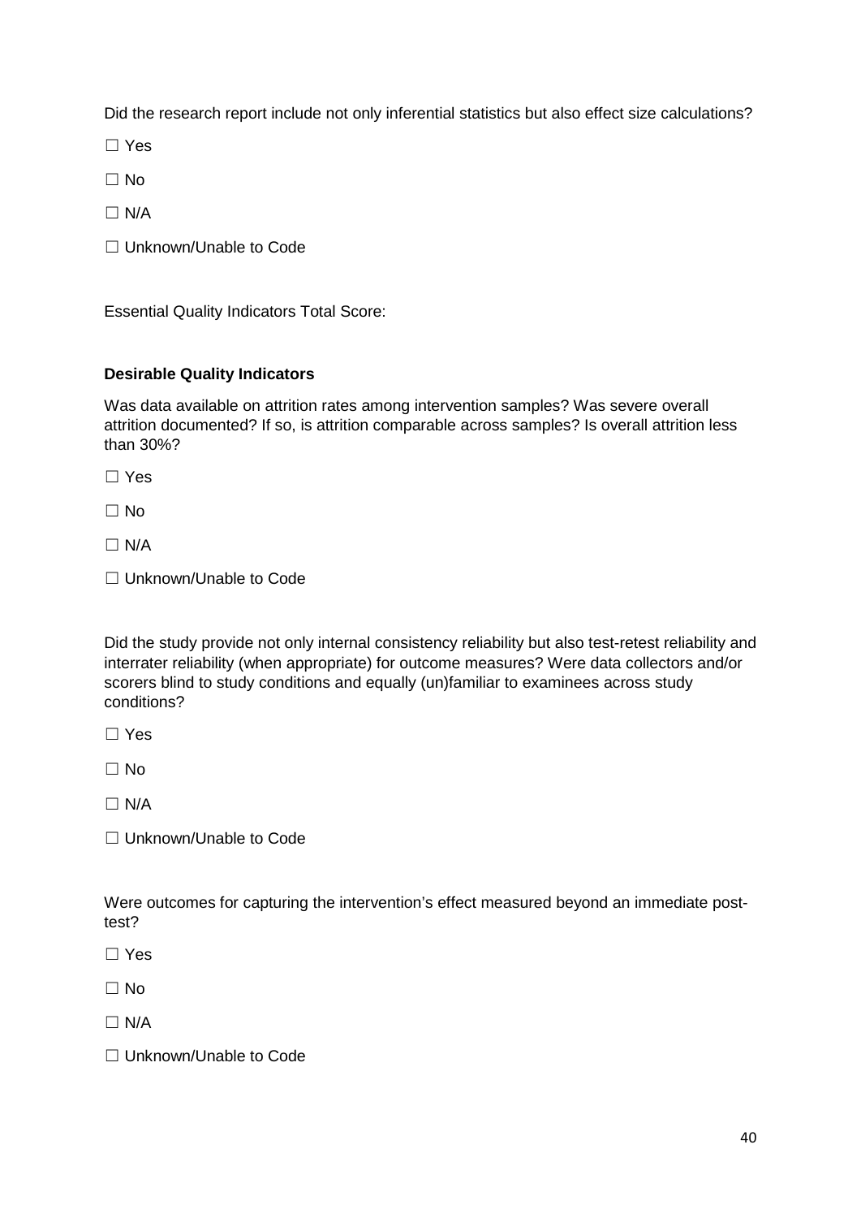Did the research report include not only inferential statistics but also effect size calculations?

☐ Yes

☐ No

☐ N/A

☐ Unknown/Unable to Code

Essential Quality Indicators Total Score:

**Desirable Quality Indicators**

Was data available on attrition rates among intervention samples? Was severe overall attrition documented? If so, is attrition comparable across samples? Is overall attrition less than 30%?

☐ Yes

☐ No

☐ N/A

☐ Unknown/Unable to Code

Did the study provide not only internal consistency reliability but also test-retest reliability and interrater reliability (when appropriate) for outcome measures? Were data collectors and/or scorers blind to study conditions and equally (un)familiar to examinees across study conditions?

☐ Yes

☐ No

☐ N/A

☐ Unknown/Unable to Code

Were outcomes for capturing the intervention's effect measured beyond an immediate post-test?

☐ Yes

☐ No

☐ N/A

☐ Unknown/Unable to Code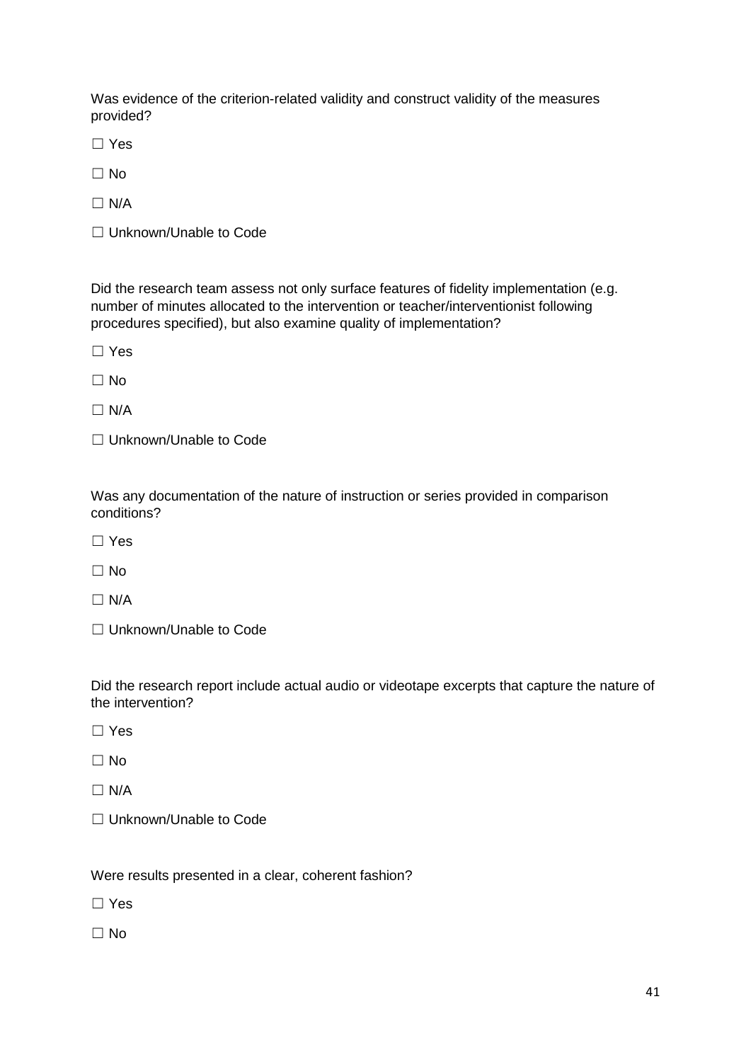Was evidence of the criterion-related validity and construct validity of the measures provided?

☐ Yes

☐ No

☐ N/A

☐ Unknown/Unable to Code

Did the research team assess not only surface features of fidelity implementation (e.g. number of minutes allocated to the intervention or teacher/interventionist following procedures specified), but also examine quality of implementation?

☐ Yes

☐ No

☐ N/A

☐ Unknown/Unable to Code

Was any documentation of the nature of instruction or series provided in comparison conditions?

☐ Yes

☐ No

☐ N/A

☐ Unknown/Unable to Code

Did the research report include actual audio or videotape excerpts that capture the nature of the intervention?

☐ Yes

☐ No

☐ N/A

☐ Unknown/Unable to Code

Were results presented in a clear, coherent fashion?

☐ Yes

☐ No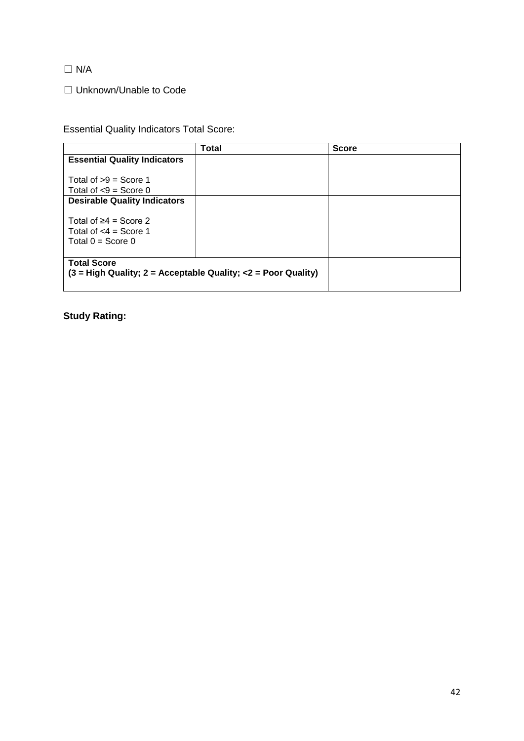☐ N/A

☐ Unknown/Unable to Code

Essential Quality Indicators Total Score:

| | **Total** | **Score** |
|---|---|---|
| **Essential Quality Indicators**<br><br>Total of >9 = Score 1<br>Total of <9 = Score 0 | | |
| **Desirable Quality Indicators**<br><br>Total of ≥4 = Score 2<br>Total of <4 = Score 1<br>Total 0 = Score 0 | | |
| **Total Score**<br>**(3 = High Quality; 2 = Acceptable Quality; <2 = Poor Quality)** | | |

**Study Rating:**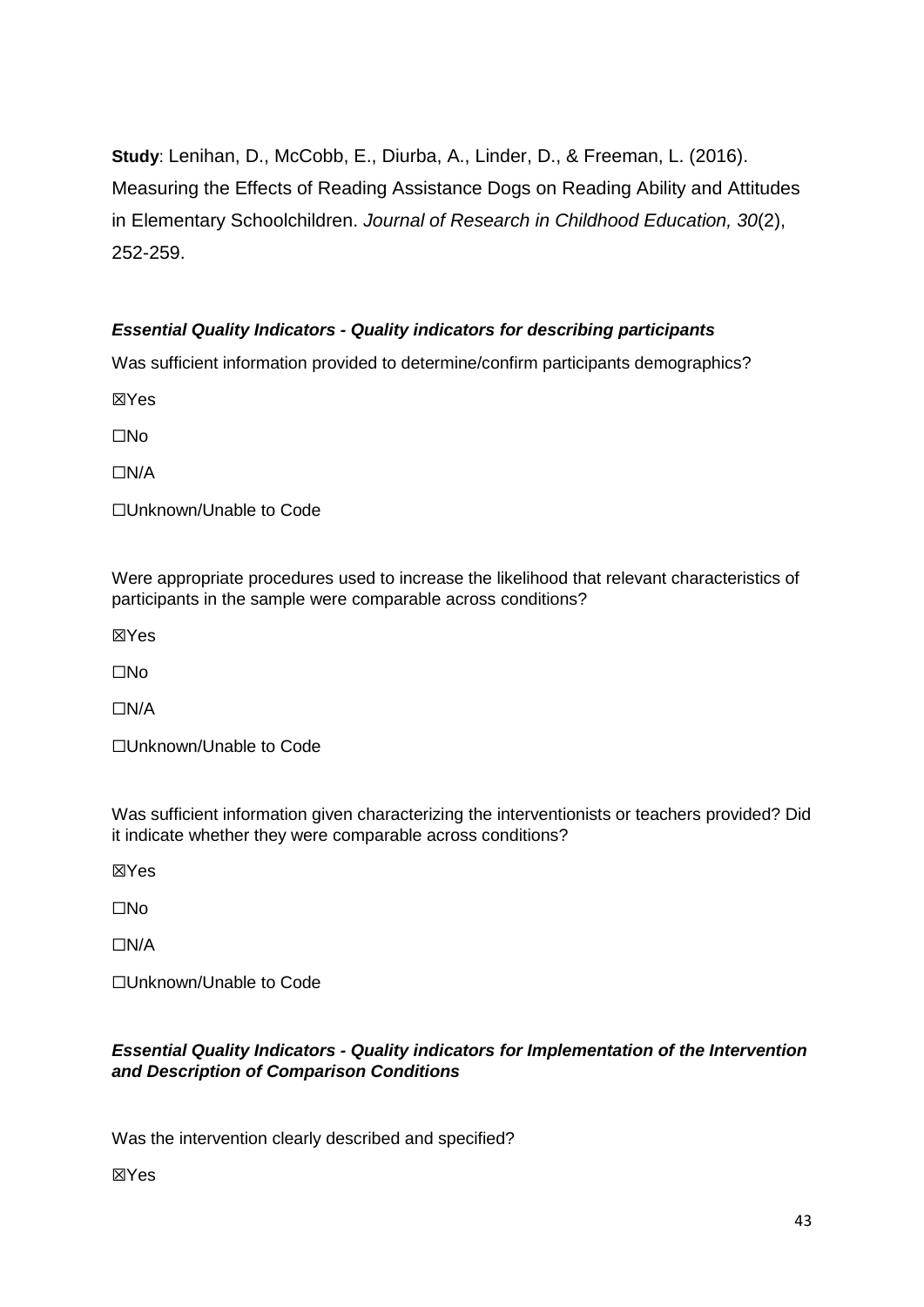**Study**: Lenihan, D., McCobb, E., Diurba, A., Linder, D., & Freeman, L. (2016). Measuring the Effects of Reading Assistance Dogs on Reading Ability and Attitudes in Elementary Schoolchildren. *Journal of Research in Childhood Education, 30*(2), 252-259.

***Essential Quality Indicators - Quality indicators for describing participants***

Was sufficient information provided to determine/confirm participants demographics?

☒Yes

☐No

☐N/A

☐Unknown/Unable to Code

Were appropriate procedures used to increase the likelihood that relevant characteristics of participants in the sample were comparable across conditions?

☒Yes

☐No

☐N/A

☐Unknown/Unable to Code

Was sufficient information given characterizing the interventionists or teachers provided? Did it indicate whether they were comparable across conditions?

☒Yes

☐No

☐N/A

☐Unknown/Unable to Code

***Essential Quality Indicators - Quality indicators for Implementation of the Intervention and Description of Comparison Conditions***

Was the intervention clearly described and specified?

☒Yes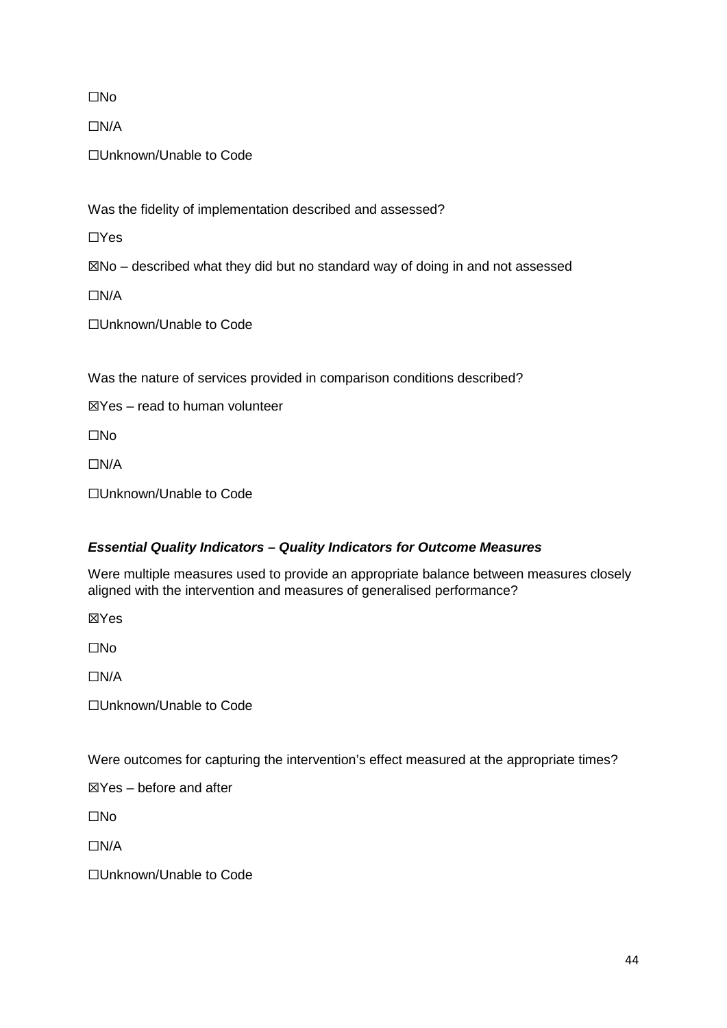☐No

☐N/A

☐Unknown/Unable to Code

Was the fidelity of implementation described and assessed?

☐Yes

☒No – described what they did but no standard way of doing in and not assessed

☐N/A

☐Unknown/Unable to Code

Was the nature of services provided in comparison conditions described?

☒Yes – read to human volunteer

☐No

☐N/A

☐Unknown/Unable to Code

***Essential Quality Indicators – Quality Indicators for Outcome Measures***

Were multiple measures used to provide an appropriate balance between measures closely aligned with the intervention and measures of generalised performance?

☒Yes

☐No

☐N/A

☐Unknown/Unable to Code

Were outcomes for capturing the intervention's effect measured at the appropriate times?

☒Yes – before and after

☐No

☐N/A

☐Unknown/Unable to Code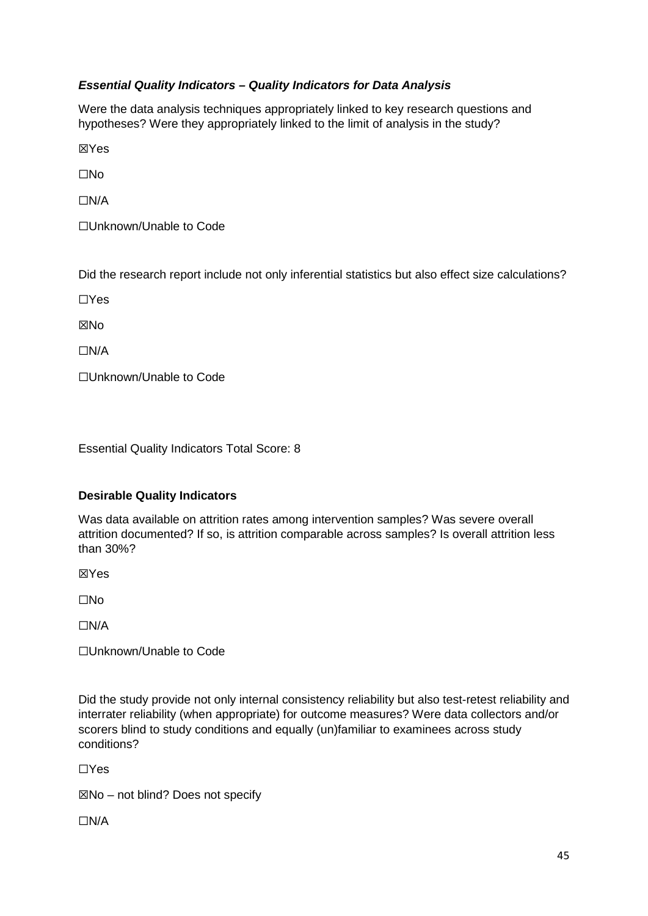### *Essential Quality Indicators – Quality Indicators for Data Analysis*

Were the data analysis techniques appropriately linked to key research questions and hypotheses? Were they appropriately linked to the limit of analysis in the study?

☒Yes

☐No

☐N/A

☐Unknown/Unable to Code

Did the research report include not only inferential statistics but also effect size calculations?

☐Yes

☒No

☐N/A

☐Unknown/Unable to Code

Essential Quality Indicators Total Score: 8

**Desirable Quality Indicators**

Was data available on attrition rates among intervention samples? Was severe overall attrition documented? If so, is attrition comparable across samples? Is overall attrition less than 30%?

☒Yes

☐No

☐N/A

☐Unknown/Unable to Code

Did the study provide not only internal consistency reliability but also test-retest reliability and interrater reliability (when appropriate) for outcome measures? Were data collectors and/or scorers blind to study conditions and equally (un)familiar to examinees across study conditions?

☐Yes

☒No – not blind? Does not specify

☐N/A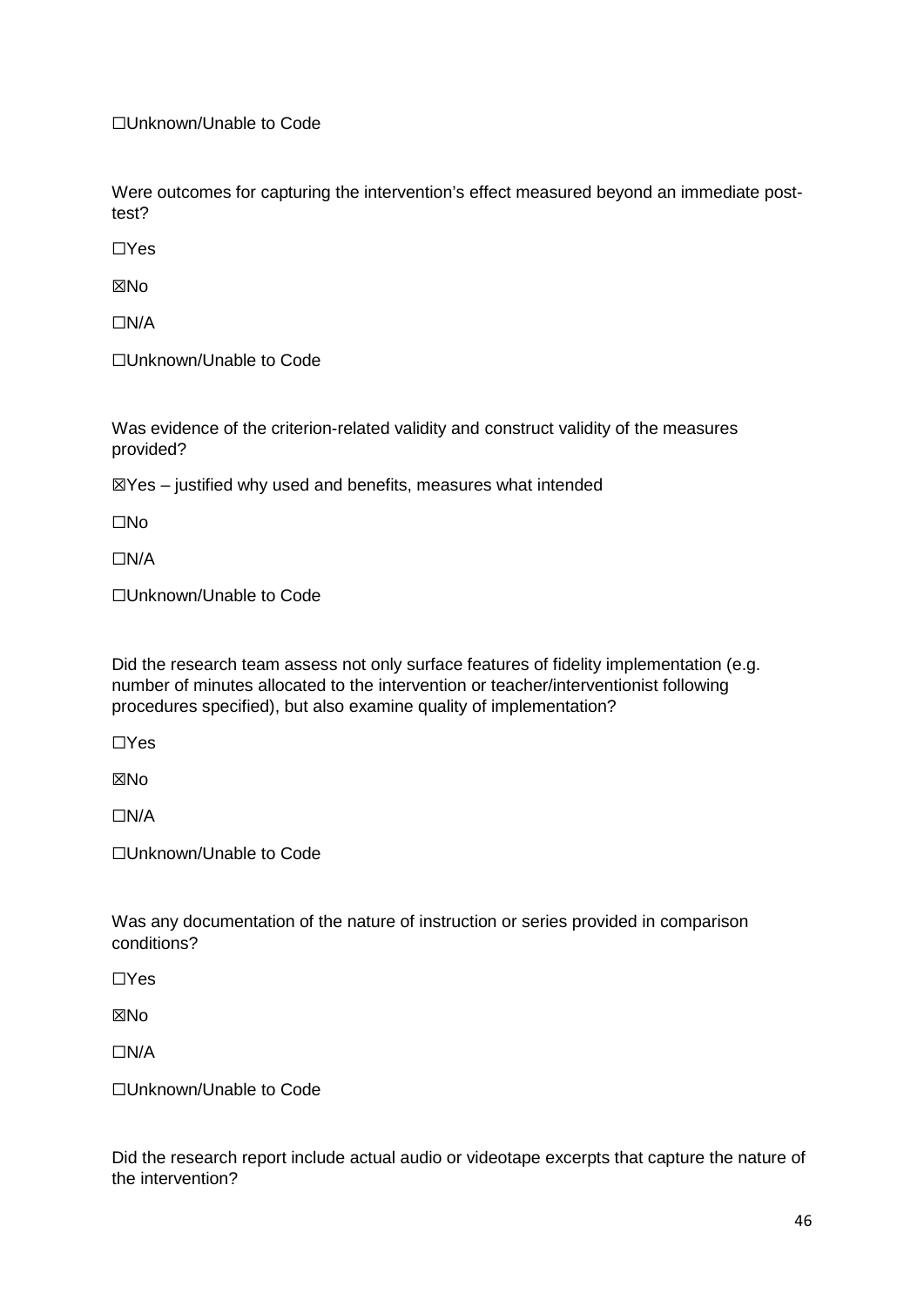☐Unknown/Unable to Code

Were outcomes for capturing the intervention's effect measured beyond an immediate post-test?

☐Yes

☒No

☐N/A

☐Unknown/Unable to Code

Was evidence of the criterion-related validity and construct validity of the measures provided?

☒Yes – justified why used and benefits, measures what intended

☐No

☐N/A

☐Unknown/Unable to Code

Did the research team assess not only surface features of fidelity implementation (e.g. number of minutes allocated to the intervention or teacher/interventionist following procedures specified), but also examine quality of implementation?

☐Yes

☒No

☐N/A

☐Unknown/Unable to Code

Was any documentation of the nature of instruction or series provided in comparison conditions?

☐Yes

☒No

☐N/A

☐Unknown/Unable to Code

Did the research report include actual audio or videotape excerpts that capture the nature of the intervention?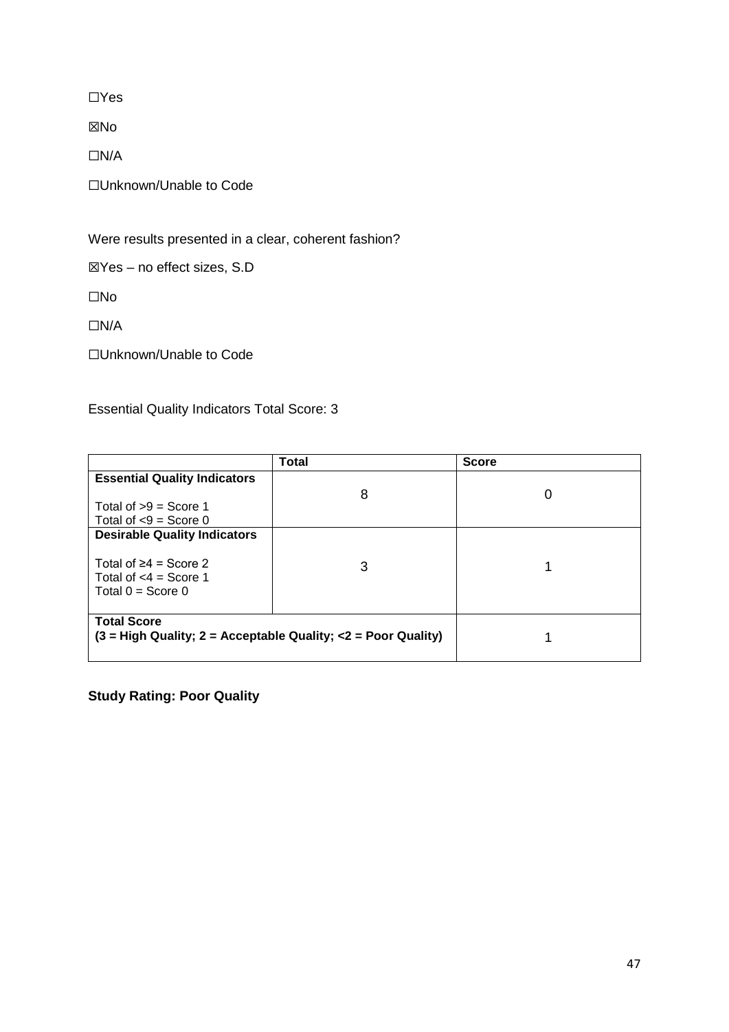☐Yes

☒No

☐N/A

☐Unknown/Unable to Code

Were results presented in a clear, coherent fashion?

☒Yes – no effect sizes, S.D

☐No

☐N/A

☐Unknown/Unable to Code

Essential Quality Indicators Total Score: 3

| | **Total** | **Score** |
|---|---|---|
| **Essential Quality Indicators**<br><br>Total of >9 = Score 1<br>Total of <9 = Score 0 | 8 | 0 |
| **Desirable Quality Indicators**<br><br>Total of ≥4 = Score 2<br>Total of <4 = Score 1<br>Total 0 = Score 0 | 3 | 1 |
| **Total Score**<br>**(3 = High Quality; 2 = Acceptable Quality; <2 = Poor Quality)** | | 1 |

**Study Rating: Poor Quality**